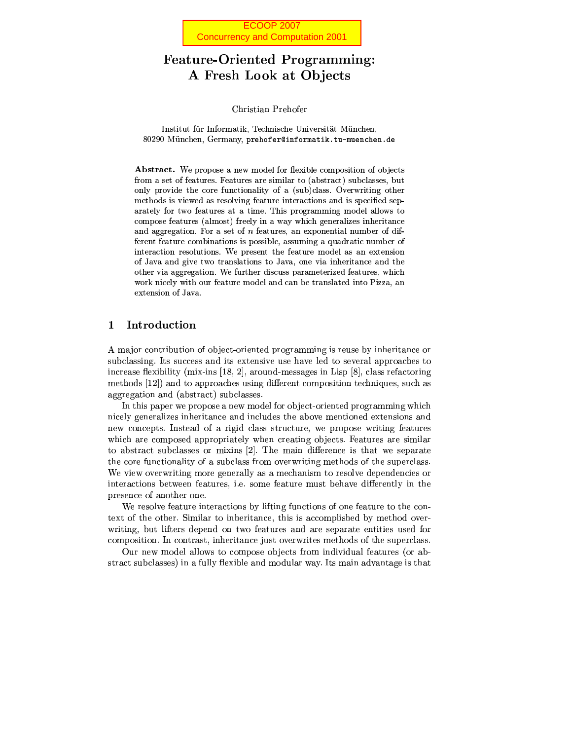ECOOP 2007
Concurrency and Computation 2001

# Feature-Oriented Programming: A Fresh Look at Objects

Christian Prehofer

Institut für Informatik, Technische Universität München,
80290 München, Germany, prehofer@informatik.tu-muenchen.de

**Abstract.** We propose a new model for flexible composition of objects from a set of features. Features are similar to (abstract) subclasses, but only provide the core functionality of a (sub)class. Overwriting other methods is viewed as resolving feature interactions and is specified separately for two features at a time. This programming model allows to compose features (almost) freely in a way which generalizes inheritance and aggregation. For a set of $n$ features, an exponential number of different feature combinations is possible, assuming a quadratic number of interaction resolutions. We present the feature model as an extension of Java and give two translations to Java, one via inheritance and the other via aggregation. We further discuss parameterized features, which work nicely with our feature model and can be translated into Pizza, an extension of Java.

## 1 Introduction

A major contribution of object-oriented programming is reuse by inheritance or subclassing. Its success and its extensive use have led to several approaches to increase flexibility (mix-ins [18, 2], around-messages in Lisp [8], class refactoring methods [12]) and to approaches using different composition techniques, such as aggregation and (abstract) subclasses.

In this paper we propose a new model for object-oriented programming which nicely generalizes inheritance and includes the above mentioned extensions and new concepts. Instead of a rigid class structure, we propose writing features which are composed appropriately when creating objects. Features are similar to abstract subclasses or mixins [2]. The main difference is that we separate the core functionality of a subclass from overwriting methods of the superclass. We view overwriting more generally as a mechanism to resolve dependencies or interactions between features, i.e. some feature must behave differently in the presence of another one.

We resolve feature interactions by lifting functions of one feature to the context of the other. Similar to inheritance, this is accomplished by method overwriting, but lifters depend on two features and are separate entities used for composition. In contrast, inheritance just overwrites methods of the superclass.

Our new model allows to compose objects from individual features (or abstract subclasses) in a fully flexible and modular way. Its main advantage is that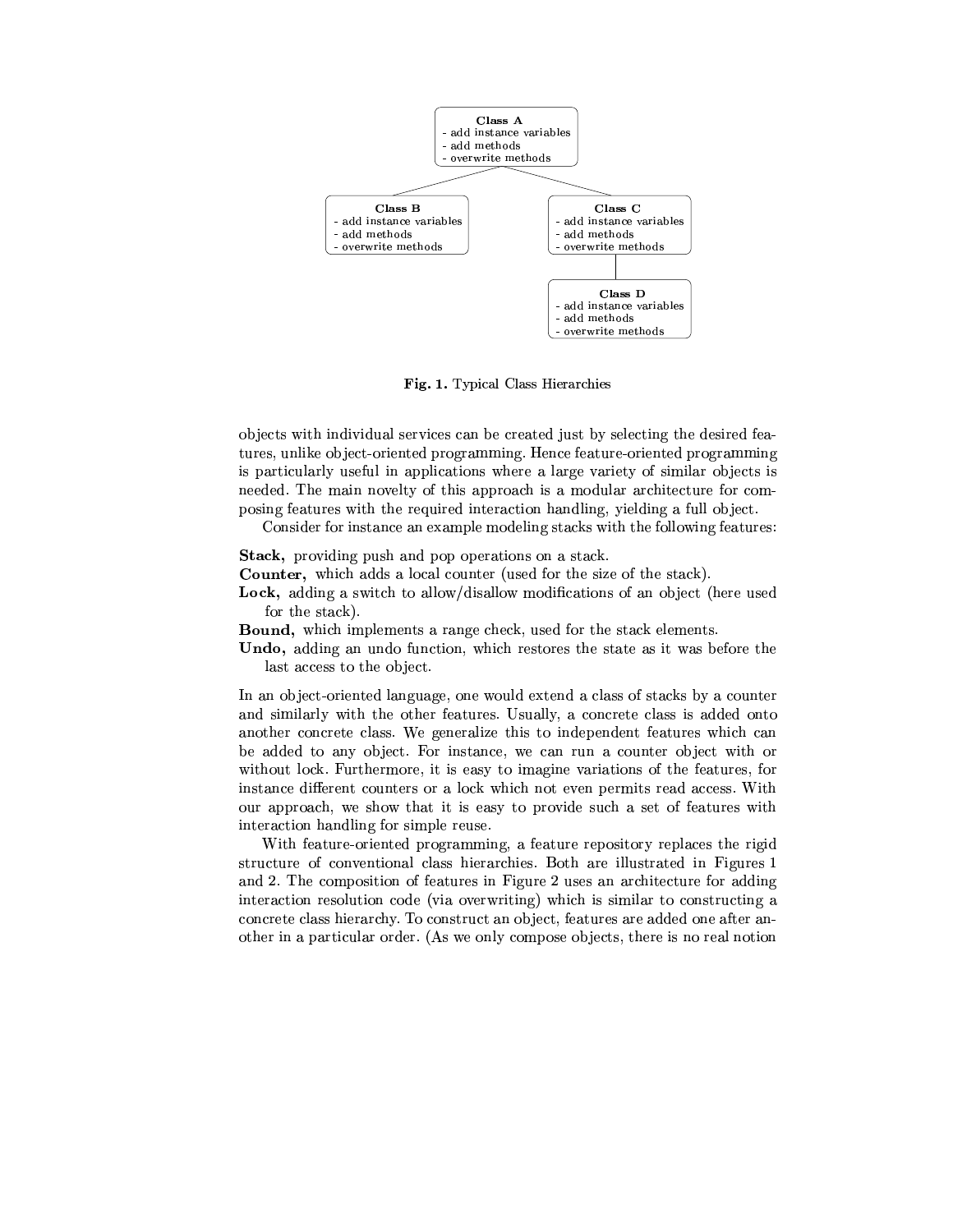**Class A**
- add instance variables
- add methods
- overwrite methods

**Class B**
- add instance variables
- add methods
- overwrite methods

**Class C**
- add instance variables
- add methods
- overwrite methods

**Class D**
- add instance variables
- add methods
- overwrite methods

**Fig. 1.** Typical Class Hierarchies

objects with individual services can be created just by selecting the desired features, unlike object-oriented programming. Hence feature-oriented programming is particularly useful in applications where a large variety of similar objects is needed. The main novelty of this approach is a modular architecture for composing features with the required interaction handling, yielding a full object.

Consider for instance an example modeling stacks with the following features:

**Stack,** providing push and pop operations on a stack.
**Counter,** which adds a local counter (used for the size of the stack).
**Lock,** adding a switch to allow/disallow modifications of an object (here used for the stack).
**Bound,** which implements a range check, used for the stack elements.
**Undo,** adding an undo function, which restores the state as it was before the last access to the object.

In an object-oriented language, one would extend a class of stacks by a counter and similarly with the other features. Usually, a concrete class is added onto another concrete class. We generalize this to independent features which can be added to any object. For instance, we can run a counter object with or without lock. Furthermore, it is easy to imagine variations of the features, for instance different counters or a lock which not even permits read access. With our approach, we show that it is easy to provide such a set of features with interaction handling for simple reuse.

With feature-oriented programming, a feature repository replaces the rigid structure of conventional class hierarchies. Both are illustrated in Figures 1 and 2. The composition of features in Figure 2 uses an architecture for adding interaction resolution code (via overwriting) which is similar to constructing a concrete class hierarchy. To construct an object, features are added one after another in a particular order. (As we only compose objects, there is no real notion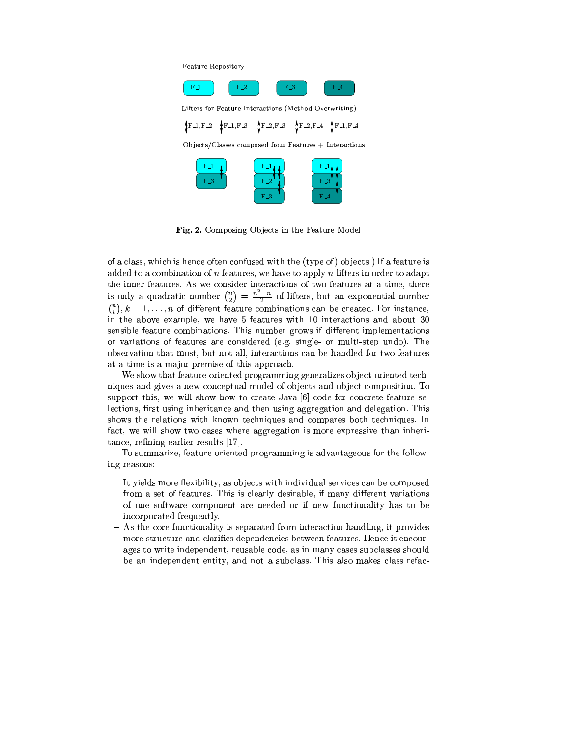Feature Repository

F_1 F_2 F_3 F_4

Lifters for Feature Interactions (Method Overwriting)

F_1,F_2 F_1,F_3 F_2,F_3 F_2,F_4 F_1,F_4

Objects/Classes composed from Features + Interactions

**Fig. 2.** Composing Objects in the Feature Model

of a class, which is hence often confused with the (type of) objects.) If a feature is added to a combination of $n$ features, we have to apply $n$ lifters in order to adapt the inner features. As we consider interactions of two features at a time, there is only a quadratic number $\binom{n}{2} = \frac{n^2-n}{2}$ of lifters, but an exponential number $\binom{n}{k}, k = 1, \ldots, n$ of different feature combinations can be created. For instance, in the above example, we have 5 features with 10 interactions and about 30 sensible feature combinations. This number grows if different implementations or variations of features are considered (e.g. single- or multi-step undo). The observation that most, but not all, interactions can be handled for two features at a time is a major premise of this approach.

We show that feature-oriented programming generalizes object-oriented techniques and gives a new conceptual model of objects and object composition. To support this, we will show how to create Java [6] code for concrete feature selections, first using inheritance and then using aggregation and delegation. This shows the relations with known techniques and compares both techniques. In fact, we will show two cases where aggregation is more expressive than inheritance, refining earlier results [17].

To summarize, feature-oriented programming is advantageous for the following reasons:

- It yields more flexibility, as objects with individual services can be composed from a set of features. This is clearly desirable, if many different variations of one software component are needed or if new functionality has to be incorporated frequently.
- As the core functionality is separated from interaction handling, it provides more structure and clarifies dependencies between features. Hence it encourages to write independent, reusable code, as in many cases subclasses should be an independent entity, and not a subclass. This also makes class refac-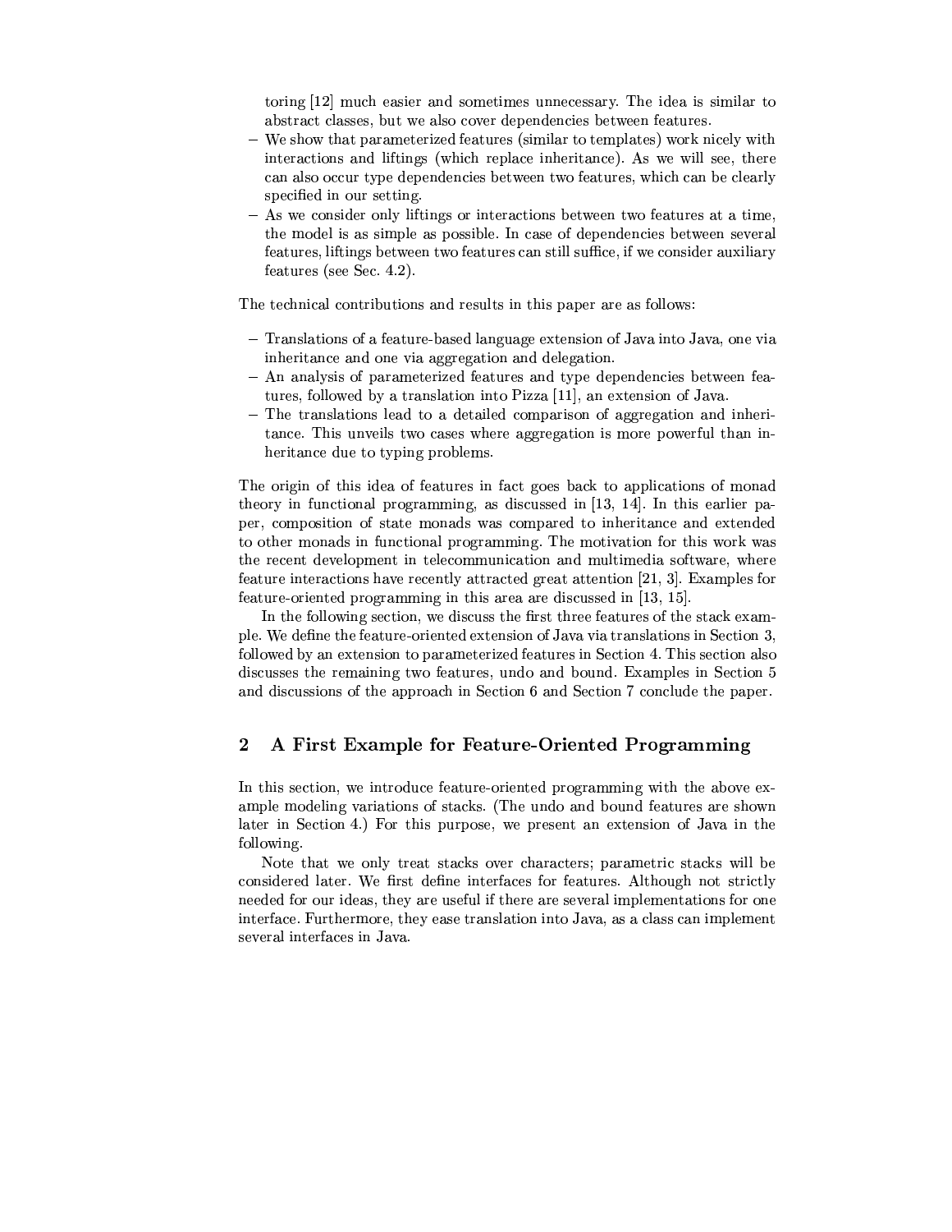toring [12] much easier and sometimes unnecessary. The idea is similar to abstract classes, but we also cover dependencies between features.

- We show that parameterized features (similar to templates) work nicely with interactions and liftings (which replace inheritance). As we will see, there can also occur type dependencies between two features, which can be clearly specified in our setting.
- As we consider only liftings or interactions between two features at a time, the model is as simple as possible. In case of dependencies between several features, liftings between two features can still suffice, if we consider auxiliary features (see Sec. 4.2).

The technical contributions and results in this paper are as follows:

- Translations of a feature-based language extension of Java into Java, one via inheritance and one via aggregation and delegation.
- An analysis of parameterized features and type dependencies between features, followed by a translation into Pizza [11], an extension of Java.
- The translations lead to a detailed comparison of aggregation and inheritance. This unveils two cases where aggregation is more powerful than inheritance due to typing problems.

The origin of this idea of features in fact goes back to applications of monad theory in functional programming, as discussed in [13, 14]. In this earlier paper, composition of state monads was compared to inheritance and extended to other monads in functional programming. The motivation for this work was the recent development in telecommunication and multimedia software, where feature interactions have recently attracted great attention [21, 3]. Examples for feature-oriented programming in this area are discussed in [13, 15].

In the following section, we discuss the first three features of the stack example. We define the feature-oriented extension of Java via translations in Section 3, followed by an extension to parameterized features in Section 4. This section also discusses the remaining two features, undo and bound. Examples in Section 5 and discussions of the approach in Section 6 and Section 7 conclude the paper.

## 2 A First Example for Feature-Oriented Programming

In this section, we introduce feature-oriented programming with the above example modeling variations of stacks. (The undo and bound features are shown later in Section 4.) For this purpose, we present an extension of Java in the following.

Note that we only treat stacks over characters; parametric stacks will be considered later. We first define interfaces for features. Although not strictly needed for our ideas, they are useful if there are several implementations for one interface. Furthermore, they ease translation into Java, as a class can implement several interfaces in Java.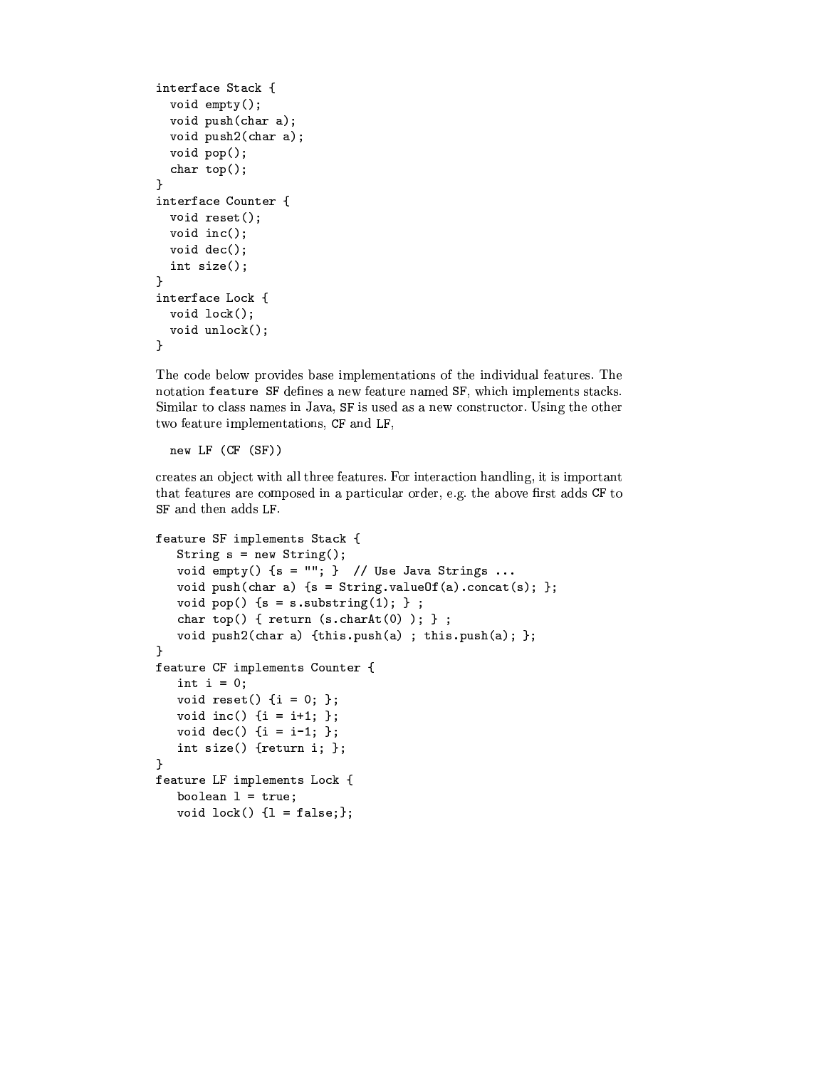```
interface Stack {
  void empty();
  void push(char a);
  void push2(char a);
  void pop();
  char top();
}
interface Counter {
  void reset();
  void inc();
  void dec();
  int size();
}
interface Lock {
  void lock();
  void unlock();
}
```

The code below provides base implementations of the individual features. The notation `feature SF` defines a new feature named `SF`, which implements stacks. Similar to class names in Java, `SF` is used as a new constructor. Using the other two feature implementations, `CF` and `LF`,

```
  new LF (CF (SF))
```

creates an object with all three features. For interaction handling, it is important that features are composed in a particular order, e.g. the above first adds `CF` to `SF` and then adds `LF`.

```
feature SF implements Stack {
   String s = new String();
   void empty() {s = ""; }  // Use Java Strings ...
   void push(char a) {s = String.valueOf(a).concat(s); };
   void pop() {s = s.substring(1); } ;
   char top() { return (s.charAt(0) ); } ;
   void push2(char a) {this.push(a) ; this.push(a); };
}
feature CF implements Counter {
   int i = 0;
   void reset() {i = 0; };
   void inc() {i = i+1; };
   void dec() {i = i-1; };
   int size() {return i; };
}
feature LF implements Lock {
   boolean l = true;
   void lock() {l = false;};
```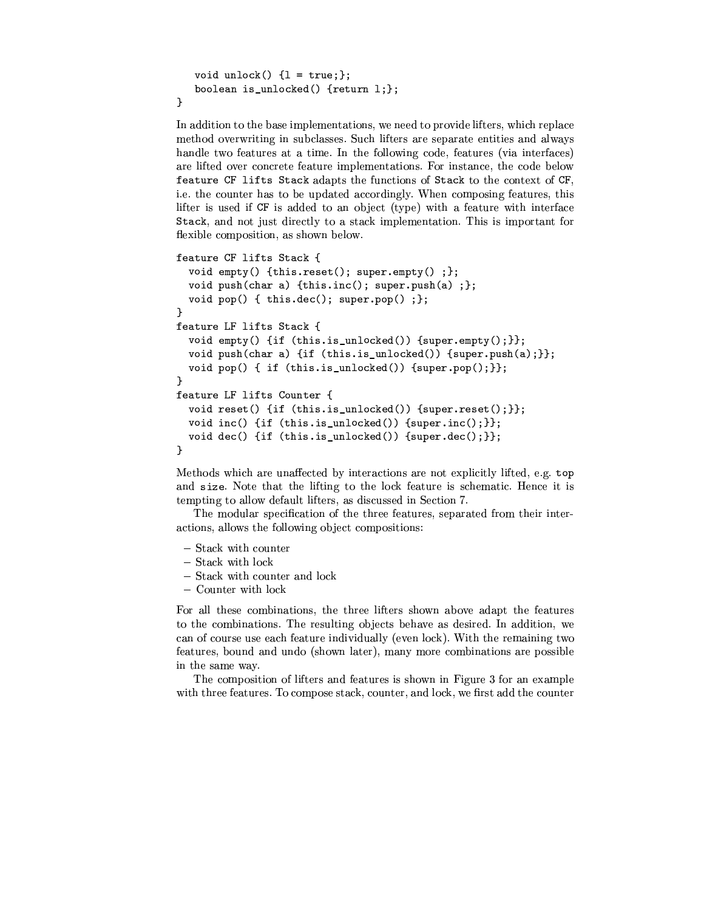```
    void unlock() {l = true;};
    boolean is_unlocked() {return l;};
}
```

In addition to the base implementations, we need to provide lifters, which replace method overwriting in subclasses. Such lifters are separate entities and always handle two features at a time. In the following code, features (via interfaces) are lifted over concrete feature implementations. For instance, the code below `feature CF lifts Stack` adapts the functions of `Stack` to the context of `CF`, i.e. the counter has to be updated accordingly. When composing features, this lifter is used if `CF` is added to an object (type) with a feature with interface `Stack`, and not just directly to a stack implementation. This is important for flexible composition, as shown below.

```
feature CF lifts Stack {
  void empty() {this.reset(); super.empty() ;};
  void push(char a) {this.inc(); super.push(a) ;};
  void pop() { this.dec(); super.pop() ;};
}
feature LF lifts Stack {
  void empty() {if (this.is_unlocked()) {super.empty();}};
  void push(char a) {if (this.is_unlocked()) {super.push(a);}};
  void pop() { if (this.is_unlocked()) {super.pop();}};
}
feature LF lifts Counter {
  void reset() {if (this.is_unlocked()) {super.reset();}};
  void inc() {if (this.is_unlocked()) {super.inc();}};
  void dec() {if (this.is_unlocked()) {super.dec();}};
}
```

Methods which are unaffected by interactions are not explicitly lifted, e.g. `top` and `size`. Note that the lifting to the lock feature is schematic. Hence it is tempting to allow default lifters, as discussed in Section 7.

The modular specification of the three features, separated from their interactions, allows the following object compositions:

- Stack with counter
- Stack with lock
- Stack with counter and lock
- Counter with lock

For all these combinations, the three lifters shown above adapt the features to the combinations. The resulting objects behave as desired. In addition, we can of course use each feature individually (even lock). With the remaining two features, bound and undo (shown later), many more combinations are possible in the same way.

The composition of lifters and features is shown in Figure 3 for an example with three features. To compose stack, counter, and lock, we first add the counter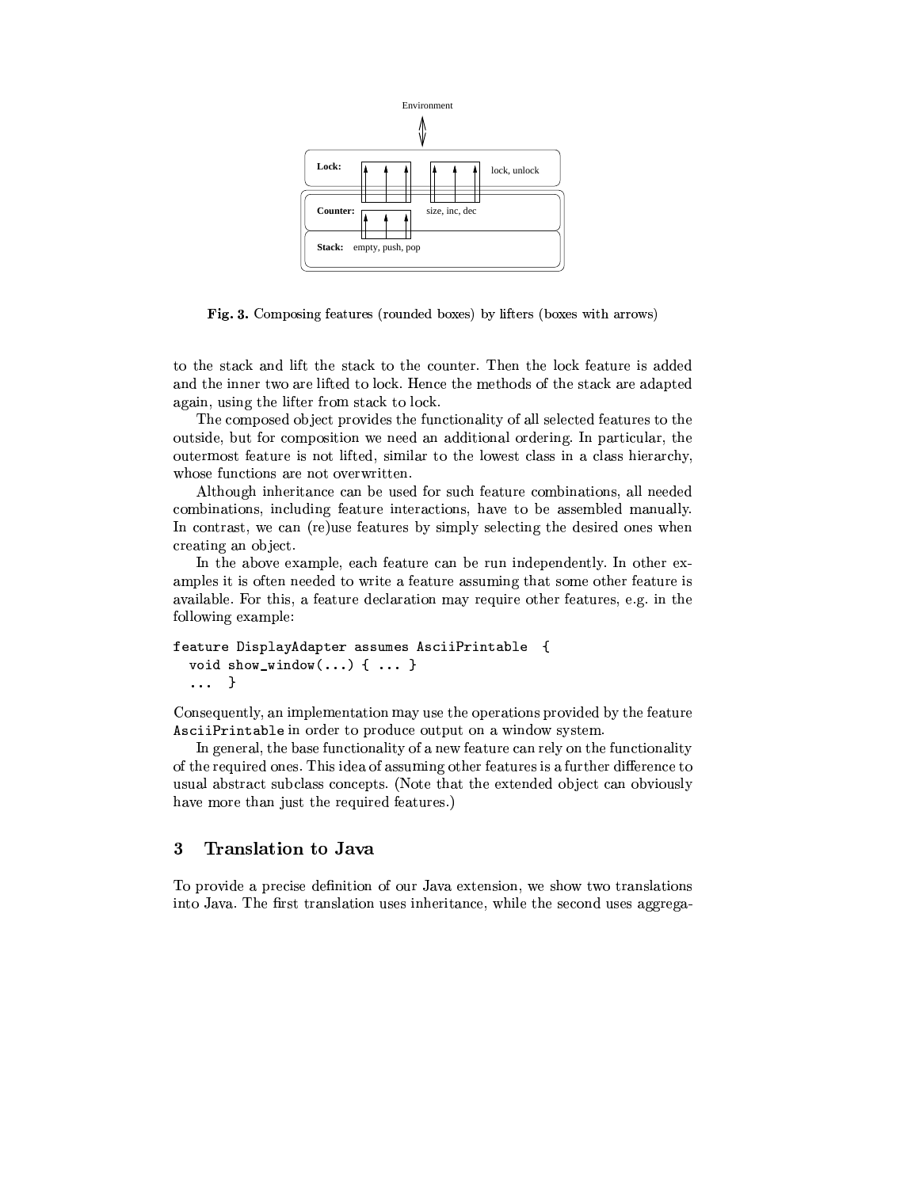Environment

Lock: lock, unlock

Counter: size, inc, dec

Stack: empty, push, pop

**Fig. 3.** Composing features (rounded boxes) by lifters (boxes with arrows)

to the stack and lift the stack to the counter. Then the lock feature is added and the inner two are lifted to lock. Hence the methods of the stack are adapted again, using the lifter from stack to lock.

The composed object provides the functionality of all selected features to the outside, but for composition we need an additional ordering. In particular, the outermost feature is not lifted, similar to the lowest class in a class hierarchy, whose functions are not overwritten.

Although inheritance can be used for such feature combinations, all needed combinations, including feature interactions, have to be assembled manually. In contrast, we can (re)use features by simply selecting the desired ones when creating an object.

In the above example, each feature can be run independently. In other examples it is often needed to write a feature assuming that some other feature is available. For this, a feature declaration may require other features, e.g. in the following example:

```
feature DisplayAdapter assumes AsciiPrintable  {
  void show_window(...) { ... }
  ...  }
```

Consequently, an implementation may use the operations provided by the feature `AsciiPrintable` in order to produce output on a window system.

In general, the base functionality of a new feature can rely on the functionality of the required ones. This idea of assuming other features is a further difference to usual abstract subclass concepts. (Note that the extended object can obviously have more than just the required features.)

## 3 Translation to Java

To provide a precise definition of our Java extension, we show two translations into Java. The first translation uses inheritance, while the second uses aggrega-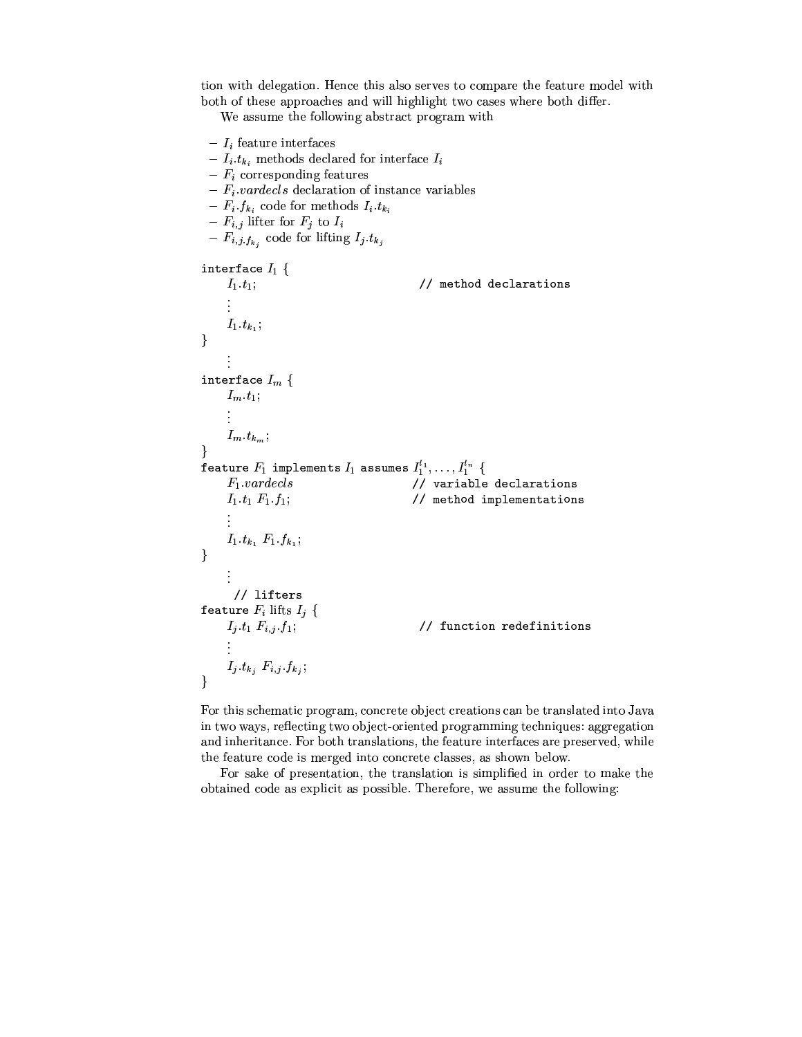tion with delegation. Hence this also serves to compare the feature model with both of these approaches and will highlight two cases where both differ.

We assume the following abstract program with

- $I_i$ feature interfaces
- $I_i.t_{k_i}$ methods declared for interface $I_i$
- $F_i$ corresponding features
- $F_i.vardecls$ declaration of instance variables
- $F_i.f_{k_i}$ code for methods $I_i.t_{k_i}$
- $F_{i,j}$ lifter for $F_j$ to $I_i$
- $F_{i,j}.f_{k_j}$ code for lifting $I_j.t_{k_j}$

```
interface I_1 {
    I_1.t_1;                          // method declarations
    ⋮
    I_1.t_{k_1};
}
    ⋮
interface I_m {
    I_m.t_1;
    ⋮
    I_m.t_{k_m};
}
feature F_1 implements I_1 assumes I_1^{l_1}, ..., I_1^{l_n} {
    F_1.vardecls                      // variable declarations
    I_1.t_1 F_1.f_1;                  // method implementations
    ⋮
    I_1.t_{k_1} F_1.f_{k_1};
}
    ⋮
     // lifters
feature F_i lifts I_j {
    I_j.t_1 F_{i,j}.f_1;              // function redefinitions
    ⋮
    I_j.t_{k_j} F_{i,j}.f_{k_j};
}
```

For this schematic program, concrete object creations can be translated into Java in two ways, reflecting two object-oriented programming techniques: aggregation and inheritance. For both translations, the feature interfaces are preserved, while the feature code is merged into concrete classes, as shown below.

For sake of presentation, the translation is simplified in order to make the obtained code as explicit as possible. Therefore, we assume the following: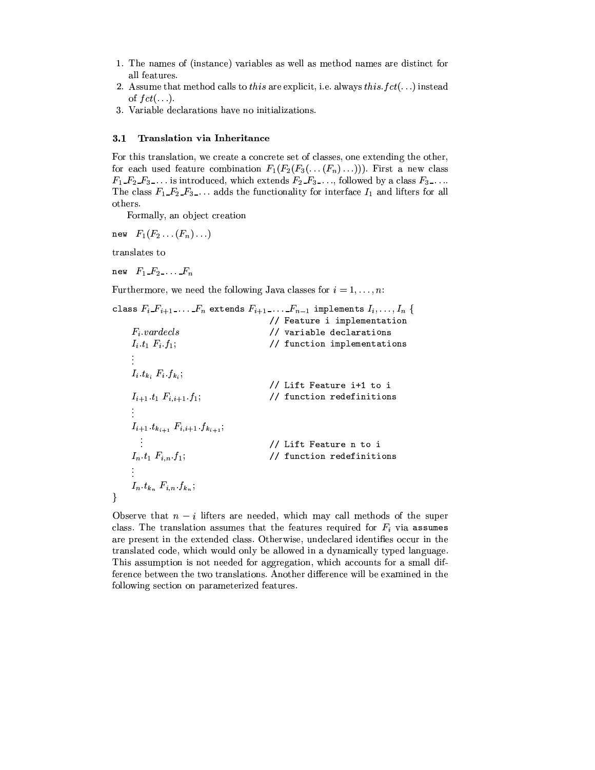1. The names of (instance) variables as well as method names are distinct for all features.
2. Assume that method calls to *this* are explicit, i.e. always $this.fct(\ldots)$ instead of $fct(\ldots)$.
3. Variable declarations have no initializations.

### 3.1 Translation via Inheritance

For this translation, we create a concrete set of classes, one extending the other, for each used feature combination $F_1(F_2(F_3(\ldots(F_n)\ldots)))$. First a new class $F_1\_F_2\_F_3\_\ldots$ is introduced, which extends $F_2\_F_3\_\ldots$, followed by a class $F_3\_\ldots$. The class $F_1\_F_2\_F_3\_\ldots$ adds the functionality for interface $I_1$ and lifters for all others.

Formally, an object creation

`new` $F_1(F_2\ldots(F_n)\ldots)$

translates to

`new` $F_1\_F_2\_\ldots\_F_n$

Furthermore, we need the following Java classes for $i = 1,\ldots,n$:

```
class F_i_F_{i+1}_..._F_n extends F_{i+1}_..._F_{n-1} implements I_i,...,I_n {
                                      // Feature i implementation
    F_i.vardecls                      // variable declarations
    I_i.t_1 F_i.f_1;                  // function implementations
    ...
    I_i.t_{k_i} F_i.f_{k_i};
                                      // Lift Feature i+1 to i
    I_{i+1}.t_1 F_{i,i+1}.f_1;        // function redefinitions
    ...
    I_{i+1}.t_{k_{i+1}} F_{i,i+1}.f_{k_{i+1}};
      ...                             // Lift Feature n to i
    I_n.t_1 F_{i,n}.f_1;              // function redefinitions
    ...
    I_n.t_{k_n} F_{i,n}.f_{k_n};
}
```

Observe that $n - i$ lifters are needed, which may call methods of the super class. The translation assumes that the features required for $F_i$ via `assumes` are present in the extended class. Otherwise, undeclared identifies occur in the translated code, which would only be allowed in a dynamically typed language. This assumption is not needed for aggregation, which accounts for a small difference between the two translations. Another difference will be examined in the following section on parameterized features.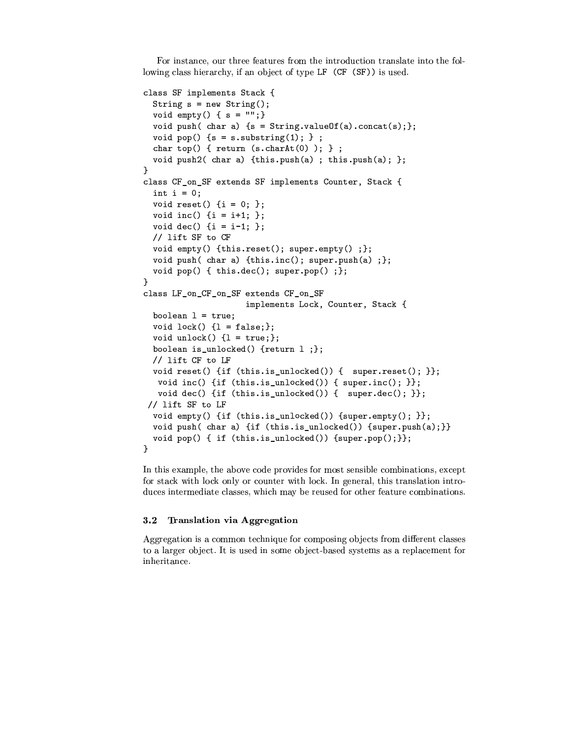For instance, our three features from the introduction translate into the following class hierarchy, if an object of type `LF (CF (SF))` is used.

```
class SF implements Stack {
  String s = new String();
  void empty() { s = "";}
  void push( char a) {s = String.valueOf(a).concat(s);};
  void pop() {s = s.substring(1); } ;
  char top() { return (s.charAt(0) ); } ;
  void push2( char a) {this.push(a) ; this.push(a); };
}
class CF_on_SF extends SF implements Counter, Stack {
  int i = 0;
  void reset() {i = 0; };
  void inc() {i = i+1; };
  void dec() {i = i-1; };
  // lift SF to CF
  void empty() {this.reset(); super.empty() ;};
  void push( char a) {this.inc(); super.push(a) ;};
  void pop() { this.dec(); super.pop() ;};
}
class LF_on_CF_on_SF extends CF_on_SF
                     implements Lock, Counter, Stack {
  boolean l = true;
  void lock() {l = false;};
  void unlock() {l = true;};
  boolean is_unlocked() {return l ;};
  // lift CF to LF
  void reset() {if (this.is_unlocked()) {  super.reset(); }};
   void inc() {if (this.is_unlocked()) { super.inc(); }};
   void dec() {if (this.is_unlocked()) {  super.dec(); }};
 // lift SF to LF
  void empty() {if (this.is_unlocked()) {super.empty(); }};
  void push( char a) {if (this.is_unlocked()) {super.push(a);}}
  void pop() { if (this.is_unlocked()) {super.pop();}};
}
```

In this example, the above code provides for most sensible combinations, except for stack with lock only or counter with lock. In general, this translation introduces intermediate classes, which may be reused for other feature combinations.

### 3.2 Translation via Aggregation

Aggregation is a common technique for composing objects from different classes to a larger object. It is used in some object-based systems as a replacement for inheritance.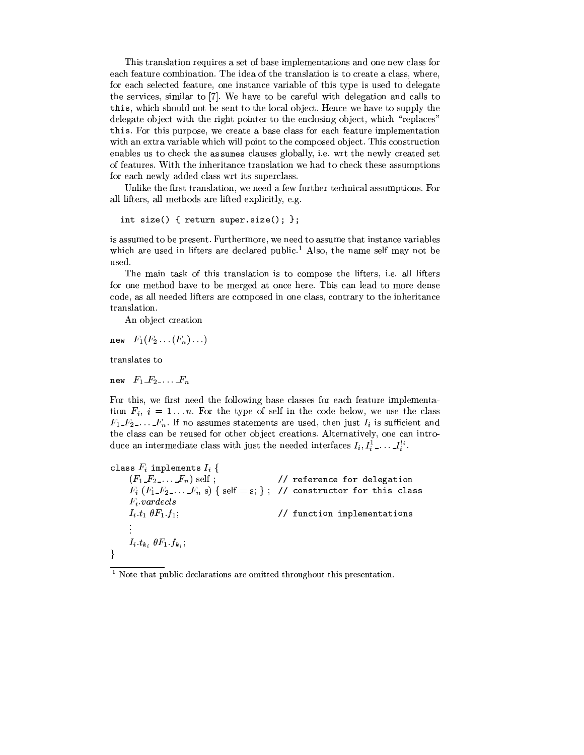This translation requires a set of base implementations and one new class for each feature combination. The idea of the translation is to create a class, where, for each selected feature, one instance variable of this type is used to delegate the services, similar to [7]. We have to be careful with delegation and calls to `this`, which should not be sent to the local object. Hence we have to supply the delegate object with the right pointer to the enclosing object, which "replaces" `this`. For this purpose, we create a base class for each feature implementation with an extra variable which will point to the composed object. This construction enables us to check the `assumes` clauses globally, i.e. wrt the newly created set of features. With the inheritance translation we had to check these assumptions for each newly added class wrt its superclass.

Unlike the first translation, we need a few further technical assumptions. For all lifters, all methods are lifted explicitly, e.g.

```
int size() { return super.size(); };
```

is assumed to be present. Furthermore, we need to assume that instance variables which are used in lifters are declared public.[1] Also, the name self may not be used.

The main task of this translation is to compose the lifters, i.e. all lifters for one method have to be merged at once here. This can lead to more dense code, as all needed lifters are composed in one class, contrary to the inheritance translation.

An object creation

`new` $F_1(F_2 \ldots (F_n) \ldots)$

translates to

`new` $F_1\_F_2\_\ldots\_F_n$

For this, we first need the following base classes for each feature implementation $F_i$, $i = 1 \ldots n$. For the type of self in the code below, we use the class $F_1\_F_2\_\ldots\_F_n$. If no assumes statements are used, then just $I_i$ is sufficient and the class can be reused for other object creations. Alternatively, one can introduce an intermediate class with just the needed interfaces $I_i, I_i^1\_\ldots\_I_i^{l_i}$.

```
class Fi implements Ii {
    (F1_F2_..._Fn) self ;                // reference for delegation
    Fi (F1_F2_..._Fn s) { self = s; } ;  // constructor for this class
    Fi.vardecls
    Ii.t1 θF1.f1;                        // function implementations
    ⋮
    Ii.tki θF1.fki;
}
```

[1] Note that public declarations are omitted throughout this presentation.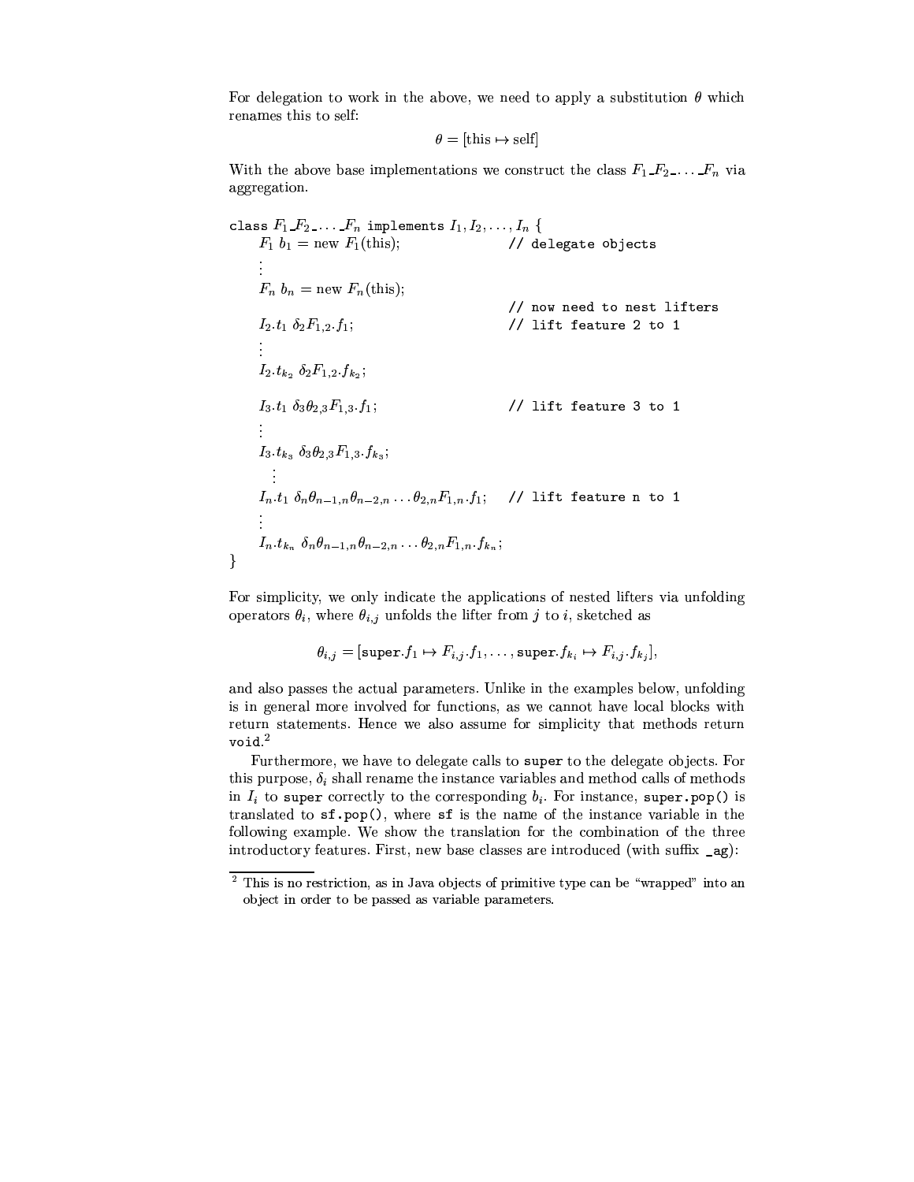For delegation to work in the above, we need to apply a substitution $\theta$ which renames this to self:

$$\theta = [\text{this} \mapsto \text{self}]$$

With the above base implementations we construct the class $F_1\_F_2\_\ldots\_F_n$ via aggregation.

```
class F1_F2_..._Fn implements I1, I2, ..., In {
    F1 b1 = new F1(this);                    // delegate objects
    ⋮
    Fn bn = new Fn(this);
                                             // now need to nest lifters
    I2.t1 δ2 F1,2.f1;                        // lift feature 2 to 1
    ⋮
    I2.tk2 δ2 F1,2.fk2;

    I3.t1 δ3 θ2,3 F1,3.f1;                   // lift feature 3 to 1
    ⋮
    I3.tk3 δ3 θ2,3 F1,3.fk3;
      ⋮
    In.t1 δn θn-1,n θn-2,n ... θ2,n F1,n.f1;   // lift feature n to 1
    ⋮
    In.tkn δn θn-1,n θn-2,n ... θ2,n F1,n.fkn;
}
```

For simplicity, we only indicate the applications of nested lifters via unfolding operators $\theta_i$, where $\theta_{i,j}$ unfolds the lifter from $j$ to $i$, sketched as

$$\theta_{i,j} = [\texttt{super}.f_1 \mapsto F_{i,j}.f_1, \ldots, \texttt{super}.f_{k_i} \mapsto F_{i,j}.f_{k_j}],$$

and also passes the actual parameters. Unlike in the examples below, unfolding is in general more involved for functions, as we cannot have local blocks with return statements. Hence we also assume for simplicity that methods return `void`.[2]

Furthermore, we have to delegate calls to `super` to the delegate objects. For this purpose, $\delta_i$ shall rename the instance variables and method calls of methods in $I_i$ to `super` correctly to the corresponding $b_i$. For instance, `super.pop()` is translated to `sf.pop()`, where `sf` is the name of the instance variable in the following example. We show the translation for the combination of the three introductory features. First, new base classes are introduced (with suffix `_ag`):

[2] This is no restriction, as in Java objects of primitive type can be "wrapped" into an object in order to be passed as variable parameters.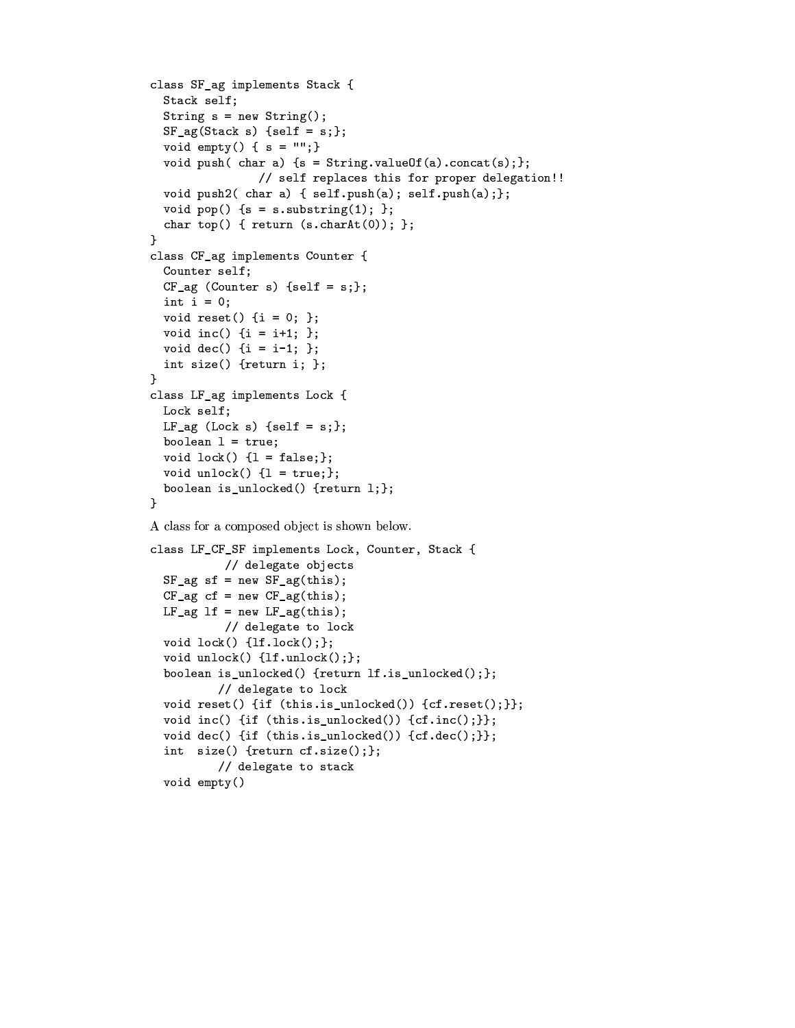```
class SF_ag implements Stack {
  Stack self;
  String s = new String();
  SF_ag(Stack s) {self = s;};
  void empty() { s = "";}
  void push( char a) {s = String.valueOf(a).concat(s);};
                // self replaces this for proper delegation!!
  void push2( char a) { self.push(a); self.push(a);};
  void pop() {s = s.substring(1); };
  char top() { return (s.charAt(0)); };
}
class CF_ag implements Counter {
  Counter self;
  CF_ag (Counter s) {self = s;};
  int i = 0;
  void reset() {i = 0; };
  void inc() {i = i+1; };
  void dec() {i = i-1; };
  int size() {return i; };
}
class LF_ag implements Lock {
  Lock self;
  LF_ag (Lock s) {self = s;};
  boolean l = true;
  void lock() {l = false;};
  void unlock() {l = true;};
  boolean is_unlocked() {return l;};
}
```

A class for a composed object is shown below.

```
class LF_CF_SF implements Lock, Counter, Stack {
          // delegate objects
  SF_ag sf = new SF_ag(this);
  CF_ag cf = new CF_ag(this);
  LF_ag lf = new LF_ag(this);
          // delegate to lock
  void lock() {lf.lock();};
  void unlock() {lf.unlock();};
  boolean is_unlocked() {return lf.is_unlocked();};
         // delegate to lock
  void reset() {if (this.is_unlocked()) {cf.reset();}};
  void inc() {if (this.is_unlocked()) {cf.inc();}};
  void dec() {if (this.is_unlocked()) {cf.dec();}};
  int  size() {return cf.size();};
         // delegate to stack
  void empty()
```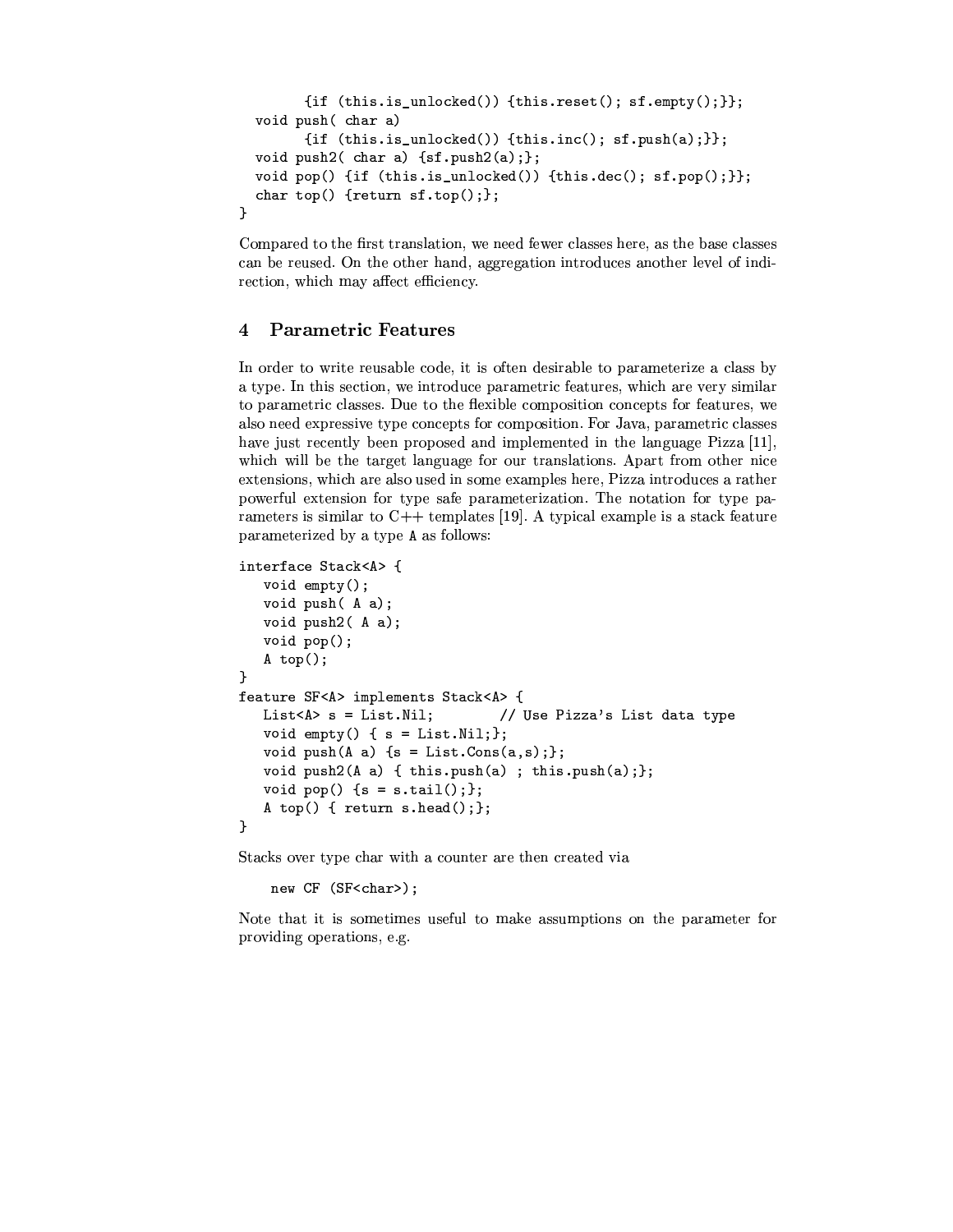```
        {if (this.is_unlocked()) {this.reset(); sf.empty();}};
  void push( char a)
        {if (this.is_unlocked()) {this.inc(); sf.push(a);}};
  void push2( char a) {sf.push2(a);};
  void pop() {if (this.is_unlocked()) {this.dec(); sf.pop();}};
  char top() {return sf.top();};
}
```

Compared to the first translation, we need fewer classes here, as the base classes can be reused. On the other hand, aggregation introduces another level of indirection, which may affect efficiency.

## 4 Parametric Features

In order to write reusable code, it is often desirable to parameterize a class by a type. In this section, we introduce parametric features, which are very similar to parametric classes. Due to the flexible composition concepts for features, we also need expressive type concepts for composition. For Java, parametric classes have just recently been proposed and implemented in the language Pizza [11], which will be the target language for our translations. Apart from other nice extensions, which are also used in some examples here, Pizza introduces a rather powerful extension for type safe parameterization. The notation for type parameters is similar to C++ templates [19]. A typical example is a stack feature parameterized by a type `A` as follows:

```
interface Stack<A> {
   void empty();
   void push( A a);
   void push2( A a);
   void pop();
   A top();
}
feature SF<A> implements Stack<A> {
   List<A> s = List.Nil;        // Use Pizza's List data type
   void empty() { s = List.Nil;};
   void push(A a) {s = List.Cons(a,s);};
   void push2(A a) { this.push(a) ; this.push(a);};
   void pop() {s = s.tail();};
   A top() { return s.head();};
}
```

Stacks over type char with a counter are then created via

```
    new CF (SF<char>);
```

Note that it is sometimes useful to make assumptions on the parameter for providing operations, e.g.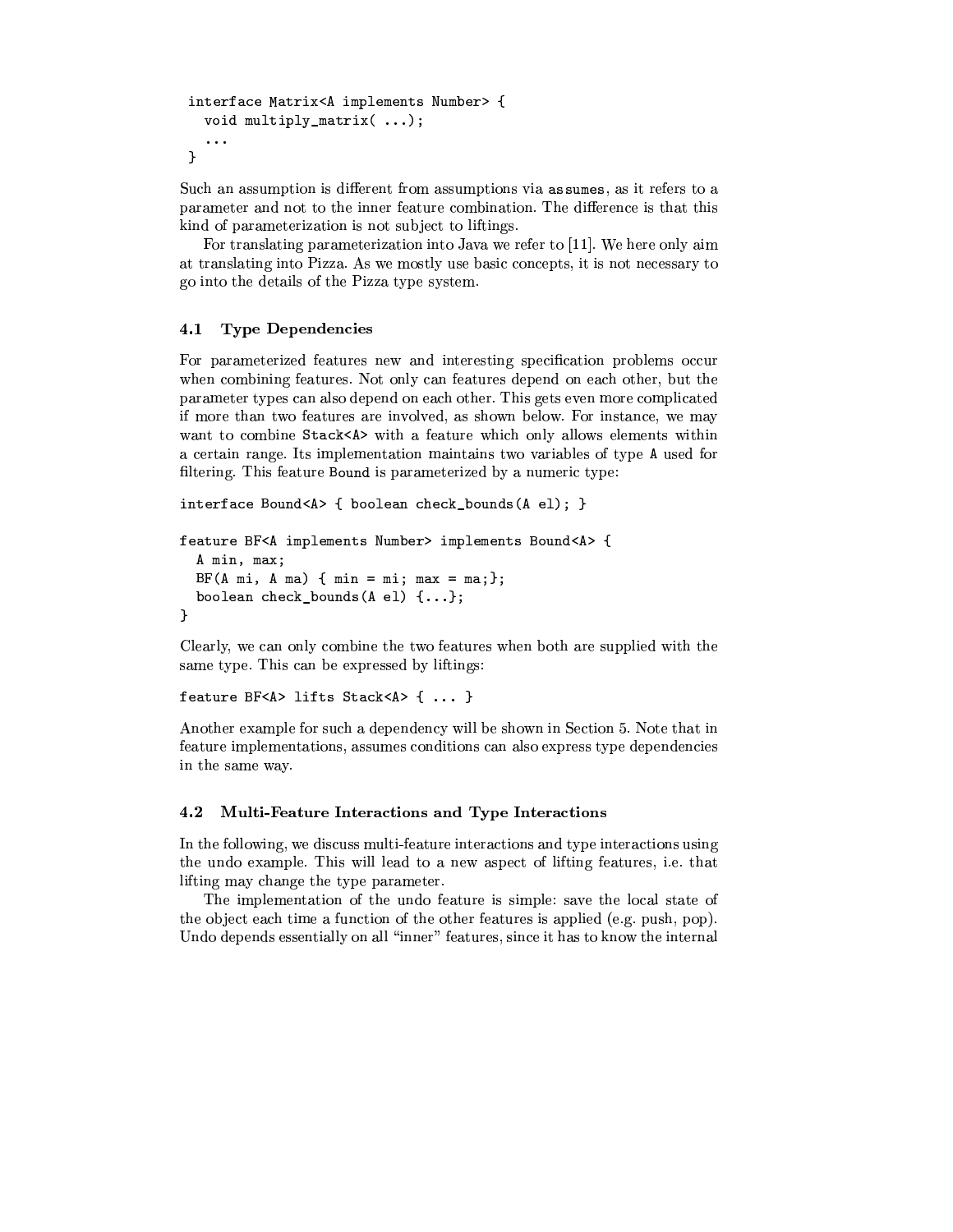```
interface Matrix<A implements Number> {
  void multiply_matrix( ...);
  ...
}
```

Such an assumption is different from assumptions via `assumes`, as it refers to a parameter and not to the inner feature combination. The difference is that this kind of parameterization is not subject to liftings.

For translating parameterization into Java we refer to [11]. We here only aim at translating into Pizza. As we mostly use basic concepts, it is not necessary to go into the details of the Pizza type system.

### 4.1 Type Dependencies

For parameterized features new and interesting specification problems occur when combining features. Not only can features depend on each other, but the parameter types can also depend on each other. This gets even more complicated if more than two features are involved, as shown below. For instance, we may want to combine `Stack<A>` with a feature which only allows elements within a certain range. Its implementation maintains two variables of type `A` used for filtering. This feature `Bound` is parameterized by a numeric type:

```
interface Bound<A> { boolean check_bounds(A el); }

feature BF<A implements Number> implements Bound<A> {
  A min, max;
  BF(A mi, A ma) { min = mi; max = ma;};
  boolean check_bounds(A el) {...};
}
```

Clearly, we can only combine the two features when both are supplied with the same type. This can be expressed by liftings:

```
feature BF<A> lifts Stack<A> { ... }
```

Another example for such a dependency will be shown in Section 5. Note that in feature implementations, assumes conditions can also express type dependencies in the same way.

### 4.2 Multi-Feature Interactions and Type Interactions

In the following, we discuss multi-feature interactions and type interactions using the undo example. This will lead to a new aspect of lifting features, i.e. that lifting may change the type parameter.

The implementation of the undo feature is simple: save the local state of the object each time a function of the other features is applied (e.g. push, pop). Undo depends essentially on all "inner" features, since it has to know the internal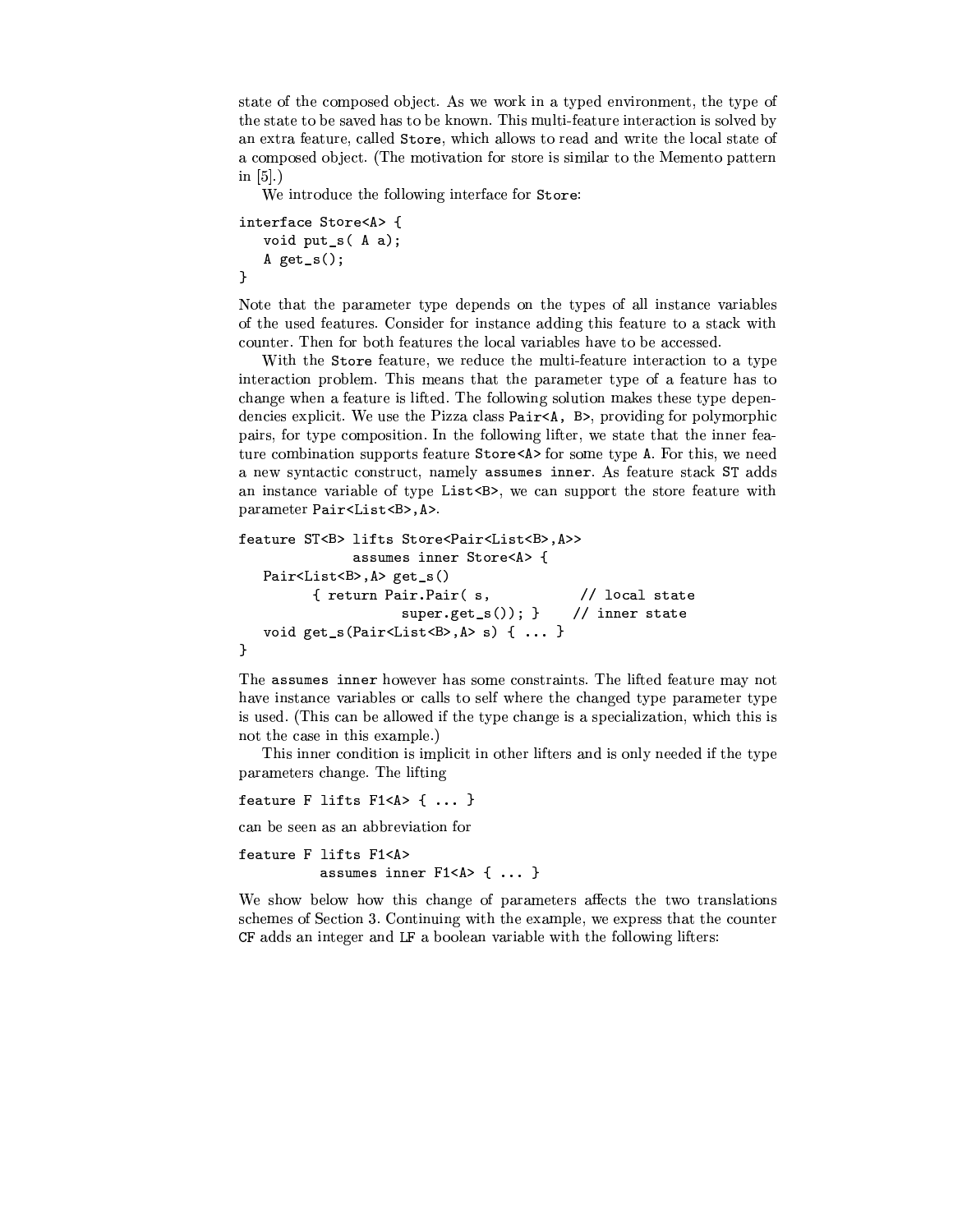state of the composed object. As we work in a typed environment, the type of the state to be saved has to be known. This multi-feature interaction is solved by an extra feature, called `Store`, which allows to read and write the local state of a composed object. (The motivation for store is similar to the Memento pattern in [5].)

We introduce the following interface for `Store`:

```
interface Store<A> {
   void put_s( A a);
   A get_s();
}
```

Note that the parameter type depends on the types of all instance variables of the used features. Consider for instance adding this feature to a stack with counter. Then for both features the local variables have to be accessed.

With the `Store` feature, we reduce the multi-feature interaction to a type interaction problem. This means that the parameter type of a feature has to change when a feature is lifted. The following solution makes these type dependencies explicit. We use the Pizza class `Pair<A, B>`, providing for polymorphic pairs, for type composition. In the following lifter, we state that the inner feature combination supports feature `Store<A>` for some type `A`. For this, we need a new syntactic construct, namely `assumes inner`. As feature stack `ST` adds an instance variable of type `List<B>`, we can support the store feature with parameter `Pair<List<B>,A>`.

```
feature ST<B> lifts Store<Pair<List<B>,A>>
              assumes inner Store<A> {
   Pair<List<B>,A> get_s()
         { return Pair.Pair( s,            // local state
                    super.get_s()); }    // inner state
   void get_s(Pair<List<B>,A> s) { ... }
}
```

The `assumes inner` however has some constraints. The lifted feature may not have instance variables or calls to self where the changed type parameter type is used. (This can be allowed if the type change is a specialization, which this is not the case in this example.)

This inner condition is implicit in other lifters and is only needed if the type parameters change. The lifting

```
feature F lifts F1<A> { ... }
```

can be seen as an abbreviation for

```
feature F lifts F1<A>
          assumes inner F1<A> { ... }
```

We show below how this change of parameters affects the two translations schemes of Section 3. Continuing with the example, we express that the counter `CF` adds an integer and `LF` a boolean variable with the following lifters: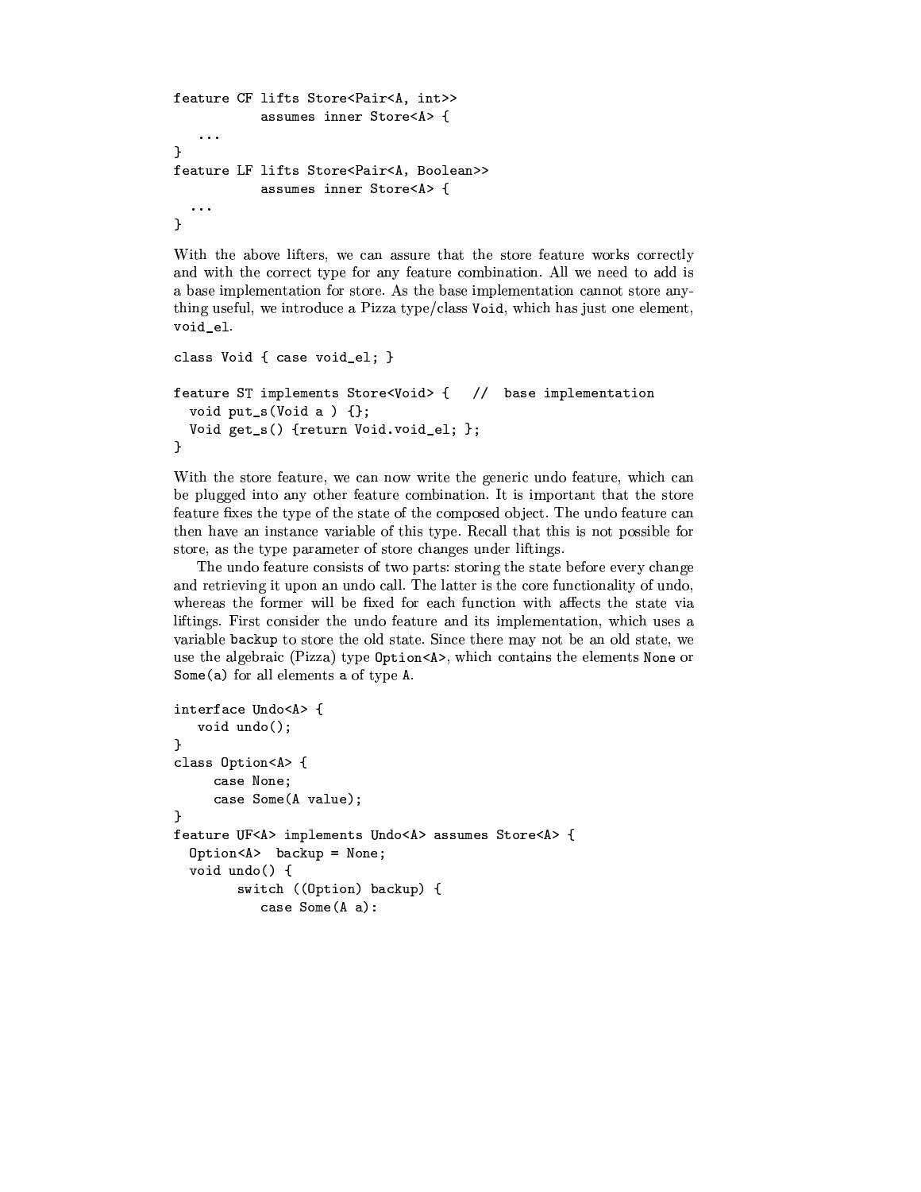```
feature CF lifts Store<Pair<A, int>>
           assumes inner Store<A> {
   ...
}
feature LF lifts Store<Pair<A, Boolean>>
           assumes inner Store<A> {
  ...
}
```

With the above lifters, we can assure that the store feature works correctly and with the correct type for any feature combination. All we need to add is a base implementation for store. As the base implementation cannot store anything useful, we introduce a Pizza type/class `Void`, which has just one element, `void_el`.

```
class Void { case void_el; }

feature ST implements Store<Void> {   //  base implementation
  void put_s(Void a ) {};
  Void get_s() {return Void.void_el; };
}
```

With the store feature, we can now write the generic undo feature, which can be plugged into any other feature combination. It is important that the store feature fixes the type of the state of the composed object. The undo feature can then have an instance variable of this type. Recall that this is not possible for store, as the type parameter of store changes under liftings.

The undo feature consists of two parts: storing the state before every change and retrieving it upon an undo call. The latter is the core functionality of undo, whereas the former will be fixed for each function with affects the state via liftings. First consider the undo feature and its implementation, which uses a variable `backup` to store the old state. Since there may not be an old state, we use the algebraic (Pizza) type `Option<A>`, which contains the elements `None` or `Some(a)` for all elements `a` of type `A`.

```
interface Undo<A> {
   void undo();
}
class Option<A> {
     case None;
     case Some(A value);
}
feature UF<A> implements Undo<A> assumes Store<A> {
  Option<A>  backup = None;
  void undo() {
        switch ((Option) backup) {
           case Some(A a):
```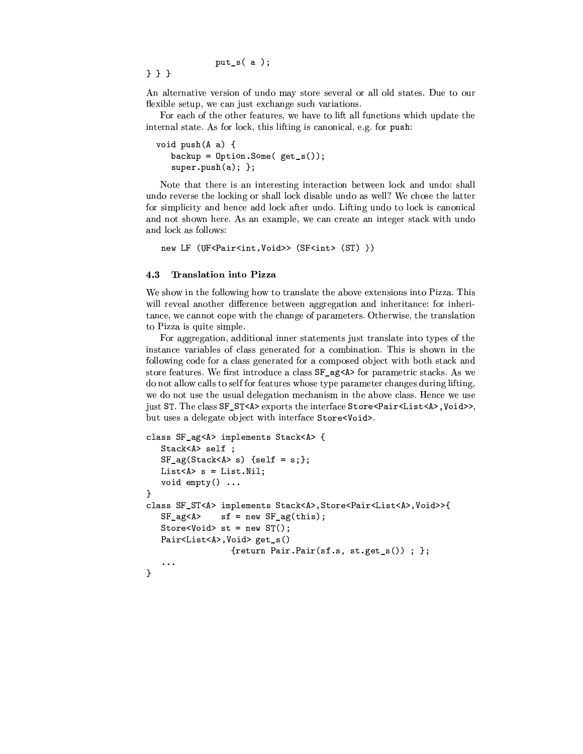```
            put_s( a );
} } }
```

An alternative version of undo may store several or all old states. Due to our flexible setup, we can just exchange such variations.

For each of the other features, we have to lift all functions which update the internal state. As for lock, this lifting is canonical, e.g. for push:

```
void push(A a) {
   backup = Option.Some( get_s());
   super.push(a); };
```

Note that there is an interesting interaction between lock and undo: shall undo reverse the locking or shall lock disable undo as well? We chose the latter for simplicity and hence add lock after undo. Lifting undo to lock is canonical and not shown here. As an example, we can create an integer stack with undo and lock as follows:

```
new LF (UF<Pair<int,Void>> (SF<int> (ST) ))
```

### 4.3 Translation into Pizza

We show in the following how to translate the above extensions into Pizza. This will reveal another difference between aggregation and inheritance: for inheritance, we cannot cope with the change of parameters. Otherwise, the translation to Pizza is quite simple.

For aggregation, additional inner statements just translate into types of the instance variables of class generated for a combination. This is shown in the following code for a class generated for a composed object with both stack and store features. We first introduce a class SF_ag<A> for parametric stacks. As we do not allow calls to self for features whose type parameter changes during lifting, we do not use the usual delegation mechanism in the above class. Hence we use just ST. The class SF_ST<A> exports the interface Store<Pair<List<A>,Void>>, but uses a delegate object with interface Store<Void>.

```
class SF_ag<A> implements Stack<A> {
   Stack<A> self ;
   SF_ag(Stack<A> s) {self = s;};
   List<A> s = List.Nil;
   void empty() ...
}
class SF_ST<A> implements Stack<A>,Store<Pair<List<A>,Void>>{
   SF_ag<A>    sf = new SF_ag(this);
   Store<Void> st = new ST();
   Pair<List<A>,Void> get_s()
                  {return Pair.Pair(sf.s, st.get_s()) ; };
   ...
}
```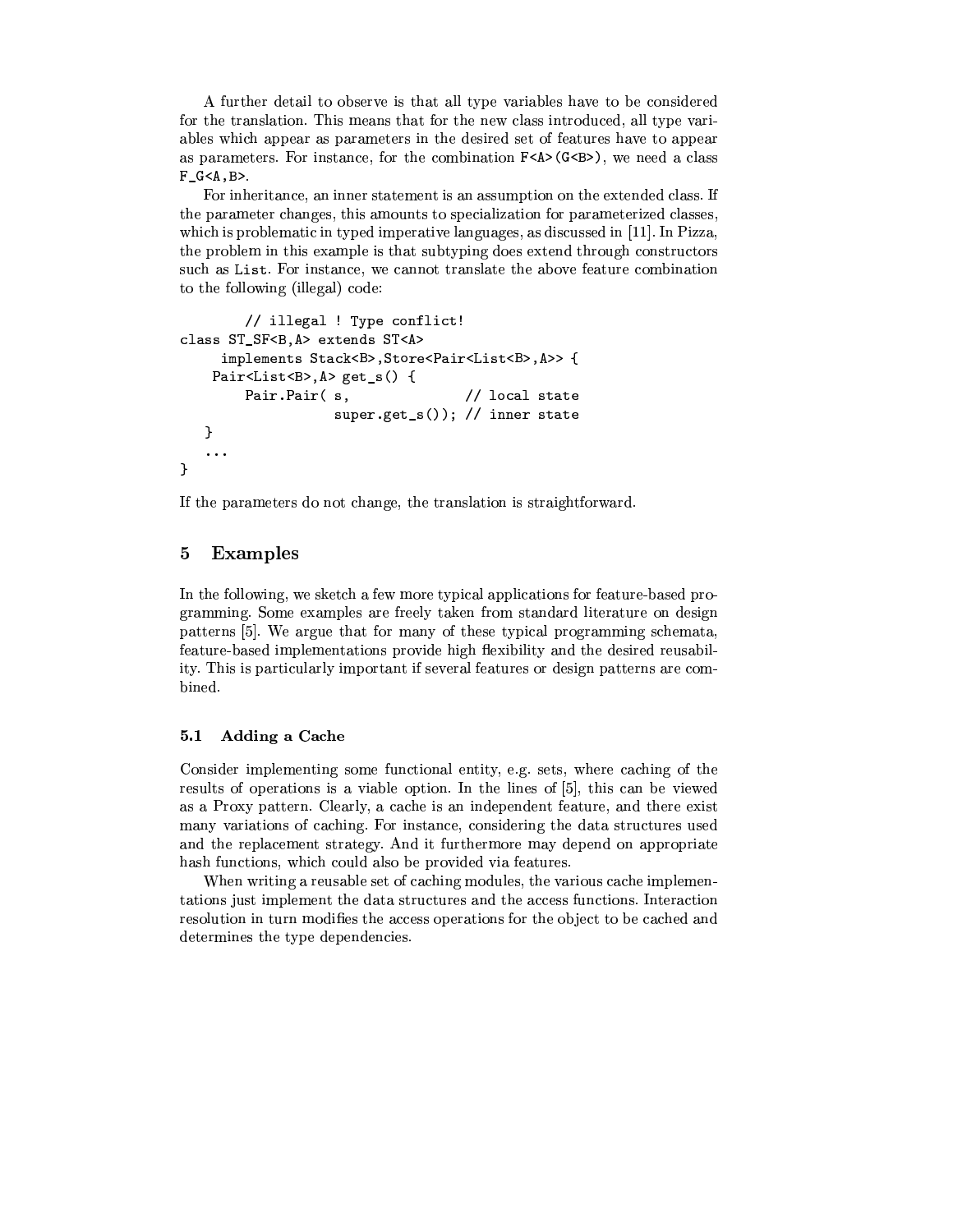A further detail to observe is that all type variables have to be considered for the translation. This means that for the new class introduced, all type variables which appear as parameters in the desired set of features have to appear as parameters. For instance, for the combination `F<A>(G<B>)`, we need a class `F_G<A,B>`.

For inheritance, an inner statement is an assumption on the extended class. If the parameter changes, this amounts to specialization for parameterized classes, which is problematic in typed imperative languages, as discussed in [11]. In Pizza, the problem in this example is that subtyping does extend through constructors such as `List`. For instance, we cannot translate the above feature combination to the following (illegal) code:

```
        // illegal ! Type conflict!
class ST_SF<B,A> extends ST<A>
     implements Stack<B>,Store<Pair<List<B>,A>> {
    Pair<List<B>,A> get_s() {
        Pair.Pair( s,               // local state
                   super.get_s()); // inner state
   }
   ...
}
```

If the parameters do not change, the translation is straightforward.

## 5 Examples

In the following, we sketch a few more typical applications for feature-based programming. Some examples are freely taken from standard literature on design patterns [5]. We argue that for many of these typical programming schemata, feature-based implementations provide high flexibility and the desired reusability. This is particularly important if several features or design patterns are combined.

### 5.1 Adding a Cache

Consider implementing some functional entity, e.g. sets, where caching of the results of operations is a viable option. In the lines of [5], this can be viewed as a Proxy pattern. Clearly, a cache is an independent feature, and there exist many variations of caching. For instance, considering the data structures used and the replacement strategy. And it furthermore may depend on appropriate hash functions, which could also be provided via features.

When writing a reusable set of caching modules, the various cache implementations just implement the data structures and the access functions. Interaction resolution in turn modifies the access operations for the object to be cached and determines the type dependencies.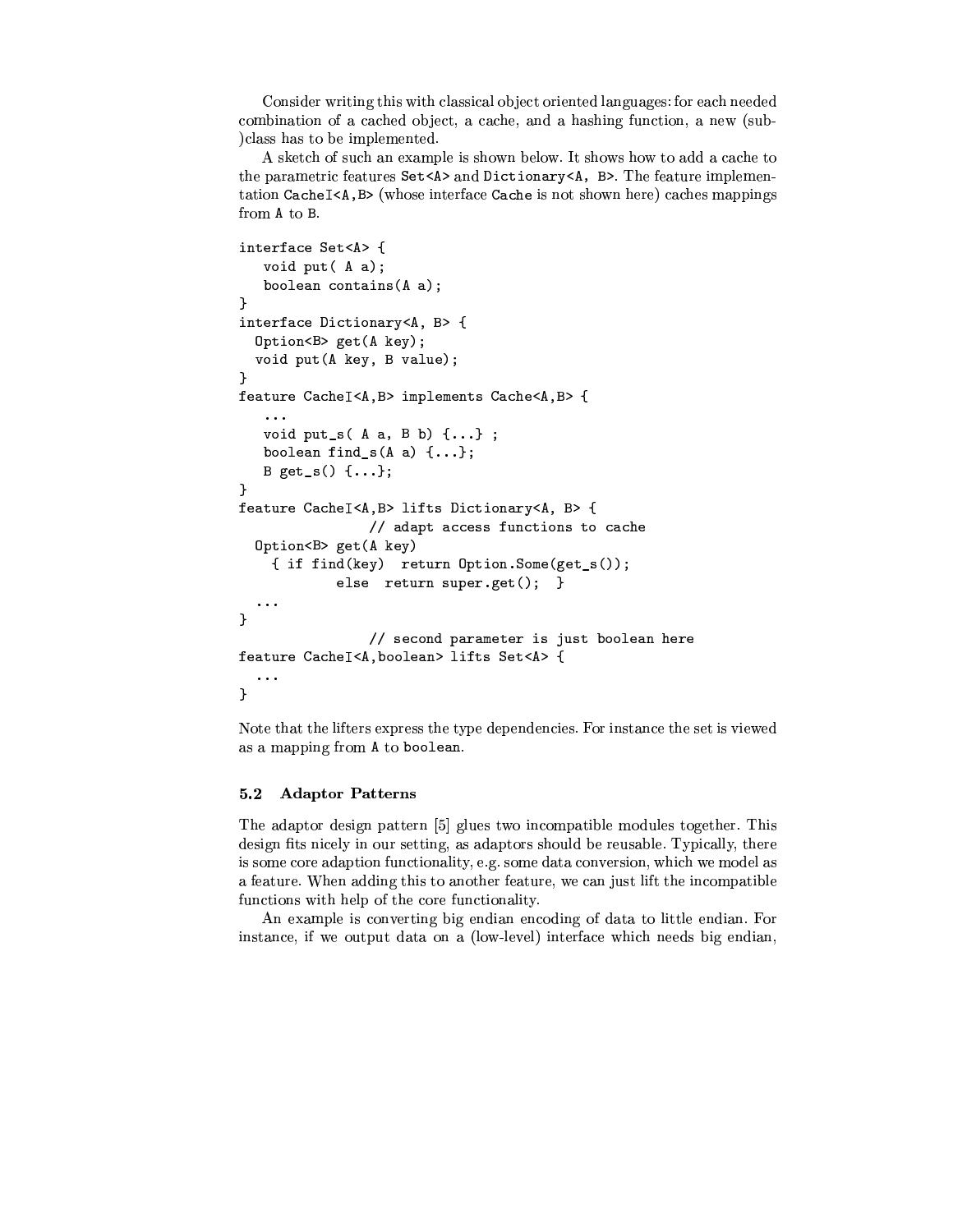Consider writing this with classical object oriented languages: for each needed combination of a cached object, a cache, and a hashing function, a new (sub-)class has to be implemented.

A sketch of such an example is shown below. It shows how to add a cache to the parametric features `Set<A>` and `Dictionary<A, B>`. The feature implementation `CacheI<A,B>` (whose interface `Cache` is not shown here) caches mappings from `A` to `B`.

```
interface Set<A> {
   void put( A a);
   boolean contains(A a);
}
interface Dictionary<A, B> {
  Option<B> get(A key);
  void put(A key, B value);
}
feature CacheI<A,B> implements Cache<A,B> {
   ...
   void put_s( A a, B b) {...} ;
   boolean find_s(A a) {...};
   B get_s() {...};
}
feature CacheI<A,B> lifts Dictionary<A, B> {
                // adapt access functions to cache
  Option<B> get(A key)
    { if find(key)  return Option.Some(get_s());
            else  return super.get();  }
  ...
}
                // second parameter is just boolean here
feature CacheI<A,boolean> lifts Set<A> {
  ...
}
```

Note that the lifters express the type dependencies. For instance the set is viewed as a mapping from `A` to `boolean`.

### 5.2 Adaptor Patterns

The adaptor design pattern [5] glues two incompatible modules together. This design fits nicely in our setting, as adaptors should be reusable. Typically, there is some core adaption functionality, e.g. some data conversion, which we model as a feature. When adding this to another feature, we can just lift the incompatible functions with help of the core functionality.

An example is converting big endian encoding of data to little endian. For instance, if we output data on a (low-level) interface which needs big endian,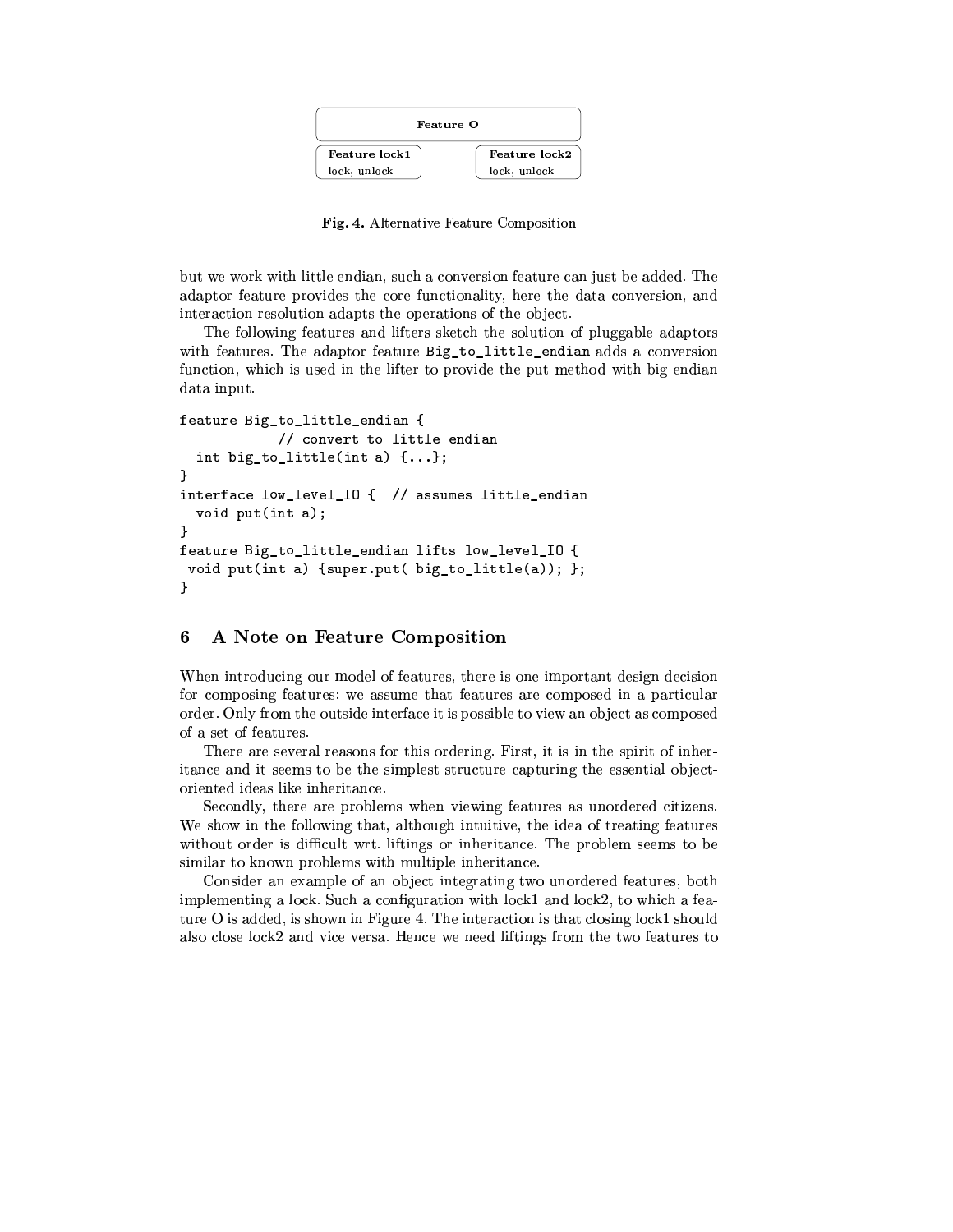| Feature O | |
|---|---|
| **Feature lock1** lock, unlock | **Feature lock2** lock, unlock |

**Fig. 4.** Alternative Feature Composition

but we work with little endian, such a conversion feature can just be added. The adaptor feature provides the core functionality, here the data conversion, and interaction resolution adapts the operations of the object.

The following features and lifters sketch the solution of pluggable adaptors with features. The adaptor feature `Big_to_little_endian` adds a conversion function, which is used in the lifter to provide the put method with big endian data input.

```
feature Big_to_little_endian {
            // convert to little endian
  int big_to_little(int a) {...};
}
interface low_level_IO {  // assumes little_endian
  void put(int a);
}
feature Big_to_little_endian lifts low_level_IO {
 void put(int a) {super.put( big_to_little(a)); };
}
```

## 6 A Note on Feature Composition

When introducing our model of features, there is one important design decision for composing features: we assume that features are composed in a particular order. Only from the outside interface it is possible to view an object as composed of a set of features.

There are several reasons for this ordering. First, it is in the spirit of inheritance and it seems to be the simplest structure capturing the essential object-oriented ideas like inheritance.

Secondly, there are problems when viewing features as unordered citizens. We show in the following that, although intuitive, the idea of treating features without order is difficult wrt. liftings or inheritance. The problem seems to be similar to known problems with multiple inheritance.

Consider an example of an object integrating two unordered features, both implementing a lock. Such a configuration with lock1 and lock2, to which a feature O is added, is shown in Figure 4. The interaction is that closing lock1 should also close lock2 and vice versa. Hence we need liftings from the two features to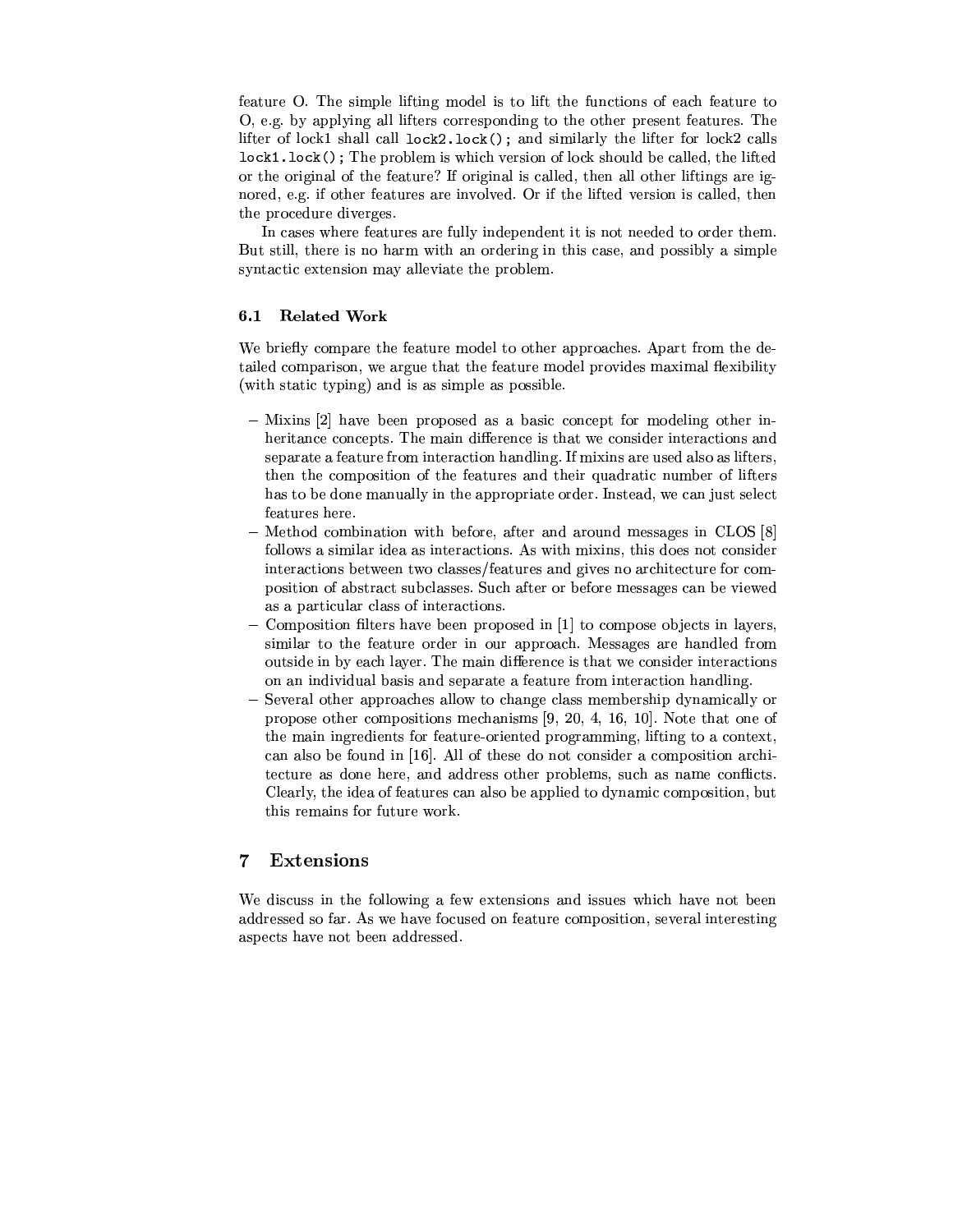feature O. The simple lifting model is to lift the functions of each feature to O, e.g. by applying all lifters corresponding to the other present features. The lifter of lock1 shall call `lock2.lock();` and similarly the lifter for lock2 calls `lock1.lock();` The problem is which version of lock should be called, the lifted or the original of the feature? If original is called, then all other liftings are ignored, e.g. if other features are involved. Or if the lifted version is called, then the procedure diverges.

In cases where features are fully independent it is not needed to order them. But still, there is no harm with an ordering in this case, and possibly a simple syntactic extension may alleviate the problem.

### 6.1 Related Work

We briefly compare the feature model to other approaches. Apart from the detailed comparison, we argue that the feature model provides maximal flexibility (with static typing) and is as simple as possible.

- Mixins [2] have been proposed as a basic concept for modeling other inheritance concepts. The main difference is that we consider interactions and separate a feature from interaction handling. If mixins are used also as lifters, then the composition of the features and their quadratic number of lifters has to be done manually in the appropriate order. Instead, we can just select features here.
- Method combination with before, after and around messages in CLOS [8] follows a similar idea as interactions. As with mixins, this does not consider interactions between two classes/features and gives no architecture for composition of abstract subclasses. Such after or before messages can be viewed as a particular class of interactions.
- Composition filters have been proposed in [1] to compose objects in layers, similar to the feature order in our approach. Messages are handled from outside in by each layer. The main difference is that we consider interactions on an individual basis and separate a feature from interaction handling.
- Several other approaches allow to change class membership dynamically or propose other compositions mechanisms [9, 20, 4, 16, 10]. Note that one of the main ingredients for feature-oriented programming, lifting to a context, can also be found in [16]. All of these do not consider a composition architecture as done here, and address other problems, such as name conflicts. Clearly, the idea of features can also be applied to dynamic composition, but this remains for future work.

## 7 Extensions

We discuss in the following a few extensions and issues which have not been addressed so far. As we have focused on feature composition, several interesting aspects have not been addressed.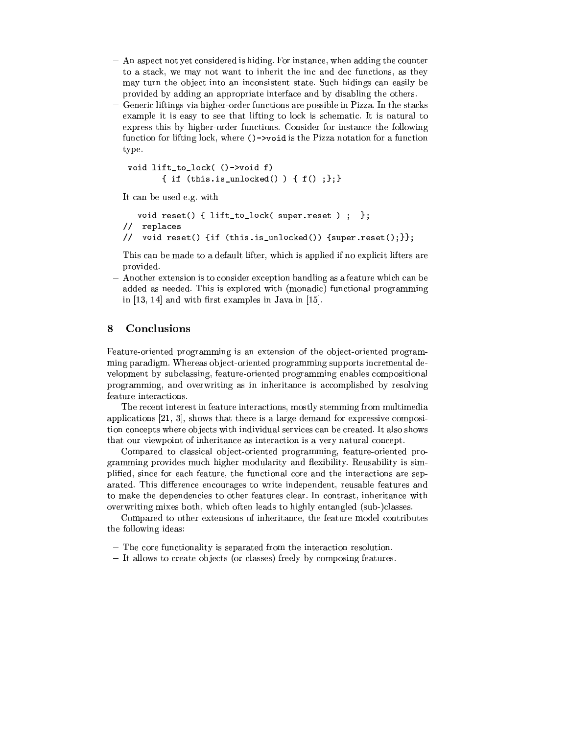- An aspect not yet considered is hiding. For instance, when adding the counter to a stack, we may not want to inherit the inc and dec functions, as they may turn the object into an inconsistent state. Such hidings can easily be provided by adding an appropriate interface and by disabling the others.
- Generic liftings via higher-order functions are possible in Pizza. In the stacks example it is easy to see that lifting to lock is schematic. It is natural to express this by higher-order functions. Consider for instance the following function for lifting lock, where `()->void` is the Pizza notation for a function type.

  ```
  void lift_to_lock( ()->void f)
          { if (this.is_unlocked() ) { f() ;};}
  ```

  It can be used e.g. with

  ```
     void reset() { lift_to_lock( super.reset ) ;  };
  //  replaces
  //  void reset() {if (this.is_unlocked()) {super.reset();}};
  ```

  This can be made to a default lifter, which is applied if no explicit lifters are provided.
- Another extension is to consider exception handling as a feature which can be added as needed. This is explored with (monadic) functional programming in [13, 14] and with first examples in Java in [15].

## 8 Conclusions

Feature-oriented programming is an extension of the object-oriented programming paradigm. Whereas object-oriented programming supports incremental development by subclassing, feature-oriented programming enables compositional programming, and overwriting as in inheritance is accomplished by resolving feature interactions.

The recent interest in feature interactions, mostly stemming from multimedia applications [21, 3], shows that there is a large demand for expressive composition concepts where objects with individual services can be created. It also shows that our viewpoint of inheritance as interaction is a very natural concept.

Compared to classical object-oriented programming, feature-oriented programming provides much higher modularity and flexibility. Reusability is simplified, since for each feature, the functional core and the interactions are separated. This difference encourages to write independent, reusable features and to make the dependencies to other features clear. In contrast, inheritance with overwriting mixes both, which often leads to highly entangled (sub-)classes.

Compared to other extensions of inheritance, the feature model contributes the following ideas:

- The core functionality is separated from the interaction resolution.
- It allows to create objects (or classes) freely by composing features.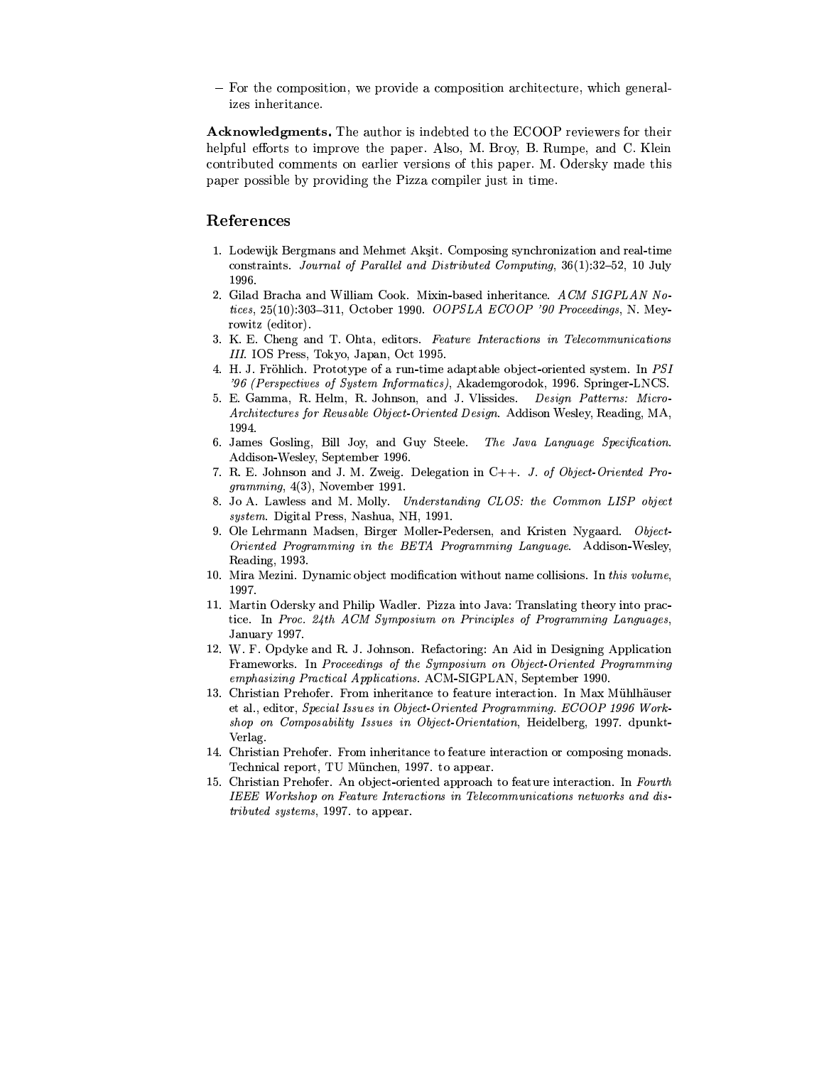– For the composition, we provide a composition architecture, which generalizes inheritance.

**Acknowledgments.** The author is indebted to the ECOOP reviewers for their helpful efforts to improve the paper. Also, M. Broy, B. Rumpe, and C. Klein contributed comments on earlier versions of this paper. M. Odersky made this paper possible by providing the Pizza compiler just in time.

## References

1. Lodewijk Bergmans and Mehmet Akşit. Composing synchronization and real-time constraints. *Journal of Parallel and Distributed Computing*, 36(1):32–52, 10 July 1996.
2. Gilad Bracha and William Cook. Mixin-based inheritance. *ACM SIGPLAN Notices*, 25(10):303–311, October 1990. *OOPSLA ECOOP '90 Proceedings*, N. Meyrowitz (editor).
3. K. E. Cheng and T. Ohta, editors. *Feature Interactions in Telecommunications III*. IOS Press, Tokyo, Japan, Oct 1995.
4. H. J. Fröhlich. Prototype of a run-time adaptable object-oriented system. In *PSI '96 (Perspectives of System Informatics)*, Akademgorodok, 1996. Springer-LNCS.
5. E. Gamma, R. Helm, R. Johnson, and J. Vlissides. *Design Patterns: Micro-Architectures for Reusable Object-Oriented Design*. Addison Wesley, Reading, MA, 1994.
6. James Gosling, Bill Joy, and Guy Steele. *The Java Language Specification*. Addison-Wesley, September 1996.
7. R. E. Johnson and J. M. Zweig. Delegation in C++. *J. of Object-Oriented Programming*, 4(3), November 1991.
8. Jo A. Lawless and M. Molly. *Understanding CLOS: the Common LISP object system*. Digital Press, Nashua, NH, 1991.
9. Ole Lehrmann Madsen, Birger Moller-Pedersen, and Kristen Nygaard. *Object-Oriented Programming in the BETA Programming Language*. Addison-Wesley, Reading, 1993.
10. Mira Mezini. Dynamic object modification without name collisions. In *this volume*, 1997.
11. Martin Odersky and Philip Wadler. Pizza into Java: Translating theory into practice. In *Proc. 24th ACM Symposium on Principles of Programming Languages*, January 1997.
12. W. F. Opdyke and R. J. Johnson. Refactoring: An Aid in Designing Application Frameworks. In *Proceedings of the Symposium on Object-Oriented Programming emphasizing Practical Applications*. ACM-SIGPLAN, September 1990.
13. Christian Prehofer. From inheritance to feature interaction. In Max Mühlhäuser et al., editor, *Special Issues in Object-Oriented Programming. ECOOP 1996 Workshop on Composability Issues in Object-Orientation*, Heidelberg, 1997. dpunkt-Verlag.
14. Christian Prehofer. From inheritance to feature interaction or composing monads. Technical report, TU München, 1997. to appear.
15. Christian Prehofer. An object-oriented approach to feature interaction. In *Fourth IEEE Workshop on Feature Interactions in Telecommunications networks and distributed systems*, 1997. to appear.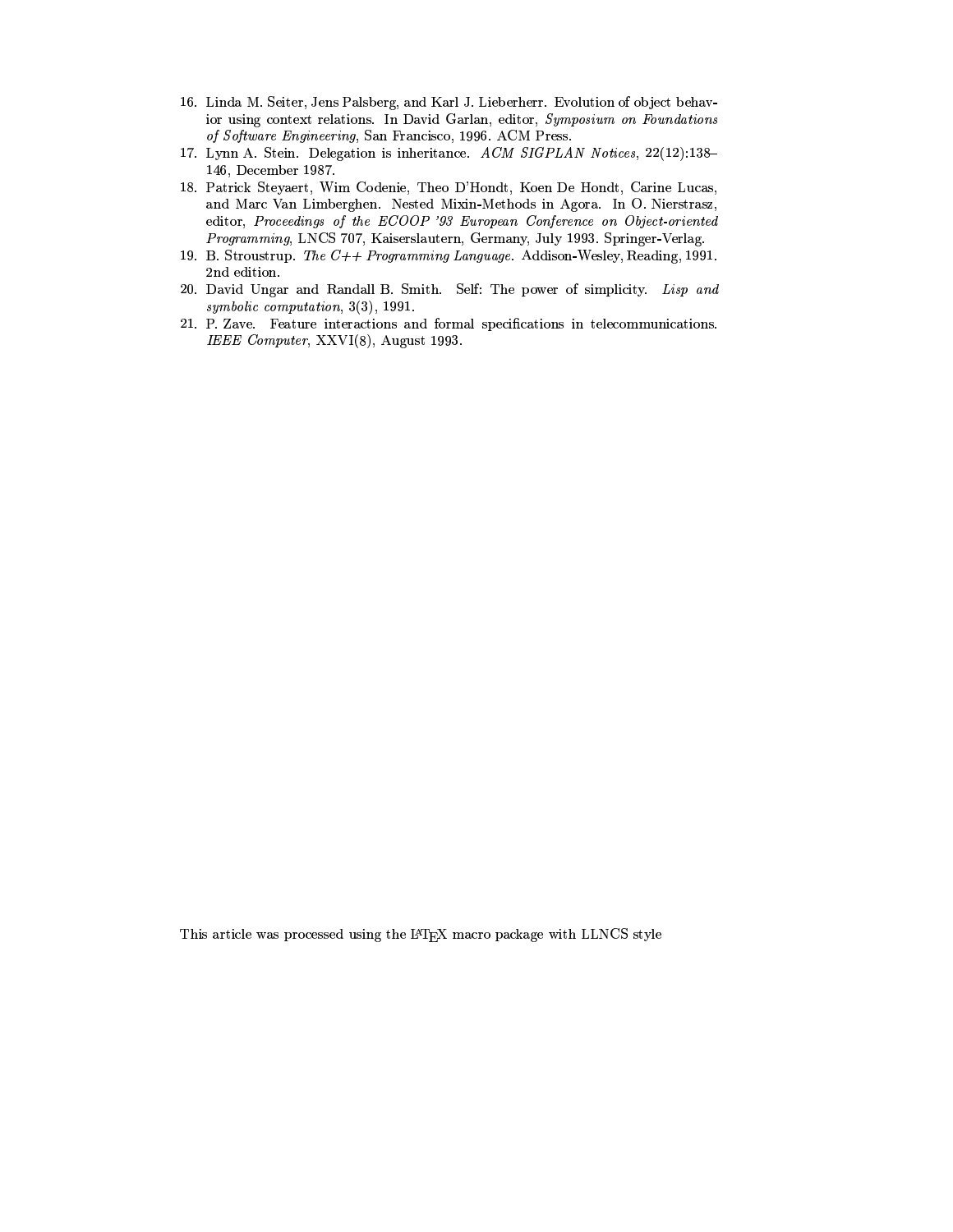16. Linda M. Seiter, Jens Palsberg, and Karl J. Lieberherr. Evolution of object behavior using context relations. In David Garlan, editor, *Symposium on Foundations of Software Engineering*, San Francisco, 1996. ACM Press.
17. Lynn A. Stein. Delegation is inheritance. *ACM SIGPLAN Notices*, 22(12):138–146, December 1987.
18. Patrick Steyaert, Wim Codenie, Theo D'Hondt, Koen De Hondt, Carine Lucas, and Marc Van Limberghen. Nested Mixin-Methods in Agora. In O. Nierstrasz, editor, *Proceedings of the ECOOP '93 European Conference on Object-oriented Programming*, LNCS 707, Kaiserslautern, Germany, July 1993. Springer-Verlag.
19. B. Stroustrup. *The C++ Programming Language*. Addison-Wesley, Reading, 1991. 2nd edition.
20. David Ungar and Randall B. Smith. Self: The power of simplicity. *Lisp and symbolic computation*, 3(3), 1991.
21. P. Zave. Feature interactions and formal specifications in telecommunications. *IEEE Computer*, XXVI(8), August 1993.

This article was processed using the LaTeX macro package with LLNCS style